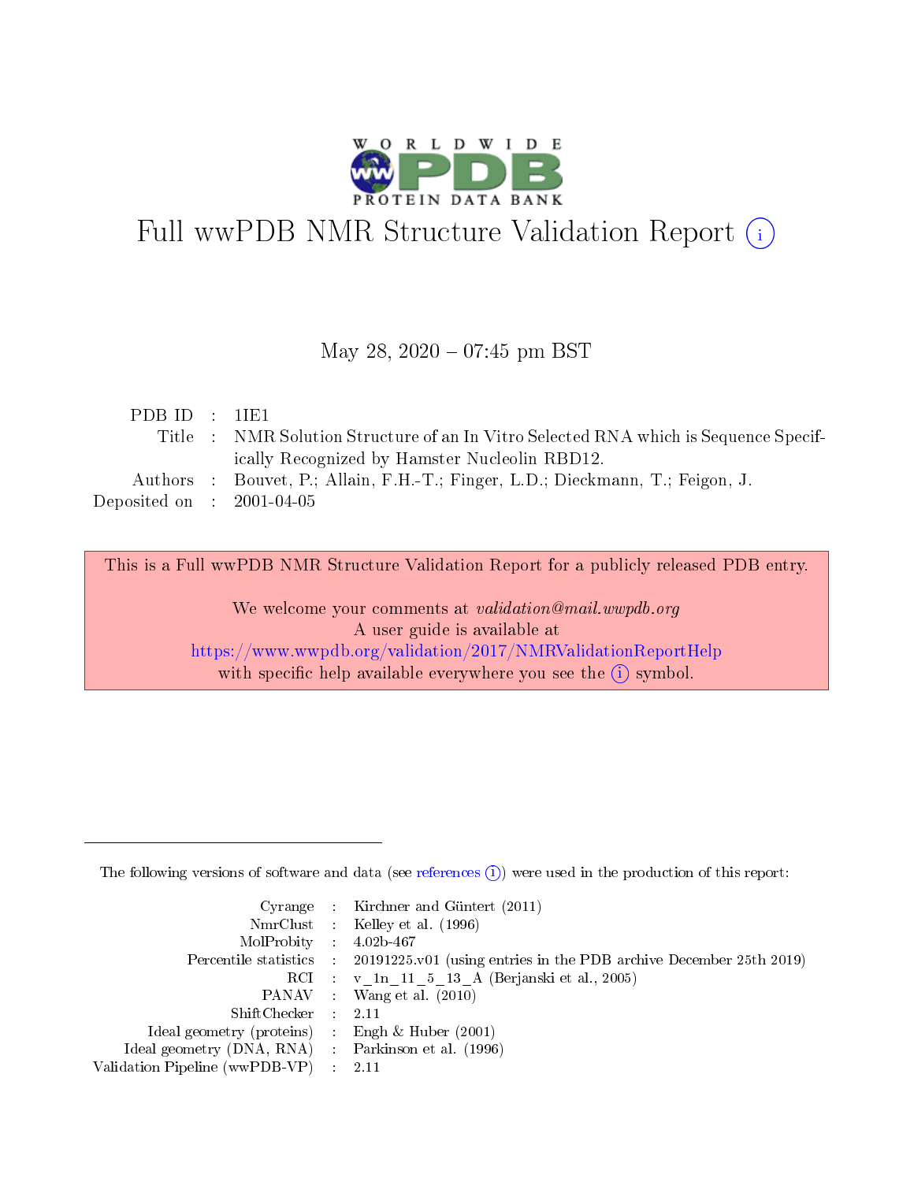# Full wwPDB NMR Structure Validation Report (i)

May 28, 2020 – 07:45 pm BST

| | | |
|---|---|---|
| PDB ID | : | 1IE1 |
| Title | : | NMR Solution Structure of an In Vitro Selected RNA which is Sequence Specifically Recognized by Hamster Nucleolin RBD12. |
| Authors | : | Bouvet, P.; Allain, F.H.-T.; Finger, L.D.; Dieckmann, T.; Feigon, J. |
| Deposited on | : | 2001-04-05 |

This is a Full wwPDB NMR Structure Validation Report for a publicly released PDB entry.

We welcome your comments at *validation@mail.wwpdb.org*
A user guide is available at
https://www.wwpdb.org/validation/2017/NMRValidationReportHelp
with specific help available everywhere you see the (i) symbol.

---

The following versions of software and data (see references (i)) were used in the production of this report:

| | | |
|---|---|---|
| Cyrange | : | Kirchner and Güntert (2011) |
| NmrClust | : | Kelley et al. (1996) |
| MolProbity | : | 4.02b-467 |
| Percentile statistics | : | 20191225.v01 (using entries in the PDB archive December 25th 2019) |
| RCI | : | v_1n_11_5_13_A (Berjanski et al., 2005) |
| PANAV | : | Wang et al. (2010) |
| ShiftChecker | : | 2.11 |
| Ideal geometry (proteins) | : | Engh & Huber (2001) |
| Ideal geometry (DNA, RNA) | : | Parkinson et al. (1996) |
| Validation Pipeline (wwPDB-VP) | : | 2.11 |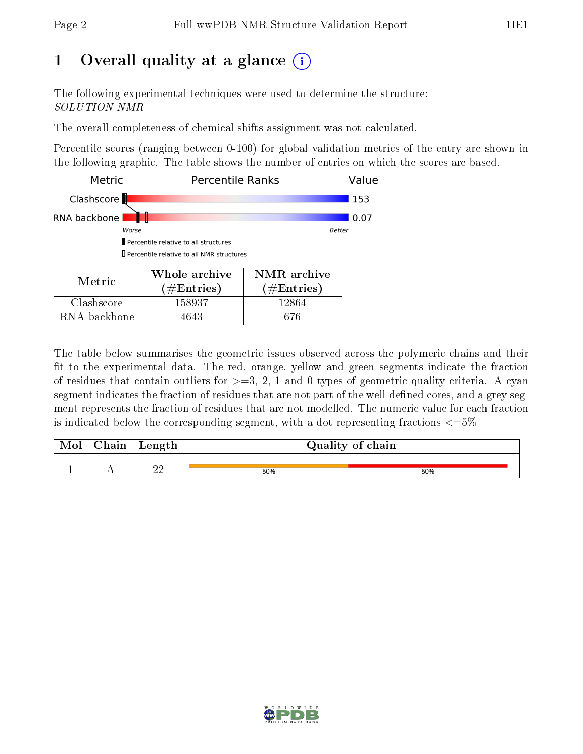# 1 Overall quality at a glance (i)

The following experimental techniques were used to determine the structure:
*SOLUTION NMR*

The overall completeness of chemical shifts assignment was not calculated.

Percentile scores (ranging between 0-100) for global validation metrics of the entry are shown in the following graphic. The table shows the number of entries on which the scores are based.

| Metric | Percentile Ranks | Value |
|---|---|---|
| Clashscore | | 153 |
| RNA backbone | | 0.07 |

Worse — Better

▮ Percentile relative to all structures
▯ Percentile relative to all NMR structures

| Metric | Whole archive (#Entries) | NMR archive (#Entries) |
|---|---|---|
| Clashscore | 158937 | 12864 |
| RNA backbone | 4643 | 676 |

The table below summarises the geometric issues observed across the polymeric chains and their fit to the experimental data. The red, orange, yellow and green segments indicate the fraction of residues that contain outliers for >=3, 2, 1 and 0 types of geometric quality criteria. A cyan segment indicates the fraction of residues that are not part of the well-defined cores, and a grey segment represents the fraction of residues that are not modelled. The numeric value for each fraction is indicated below the corresponding segment, with a dot representing fractions <=5%

| Mol | Chain | Length | Quality of chain |
|---|---|---|---|
| 1 | A | 22 | 50% 50% |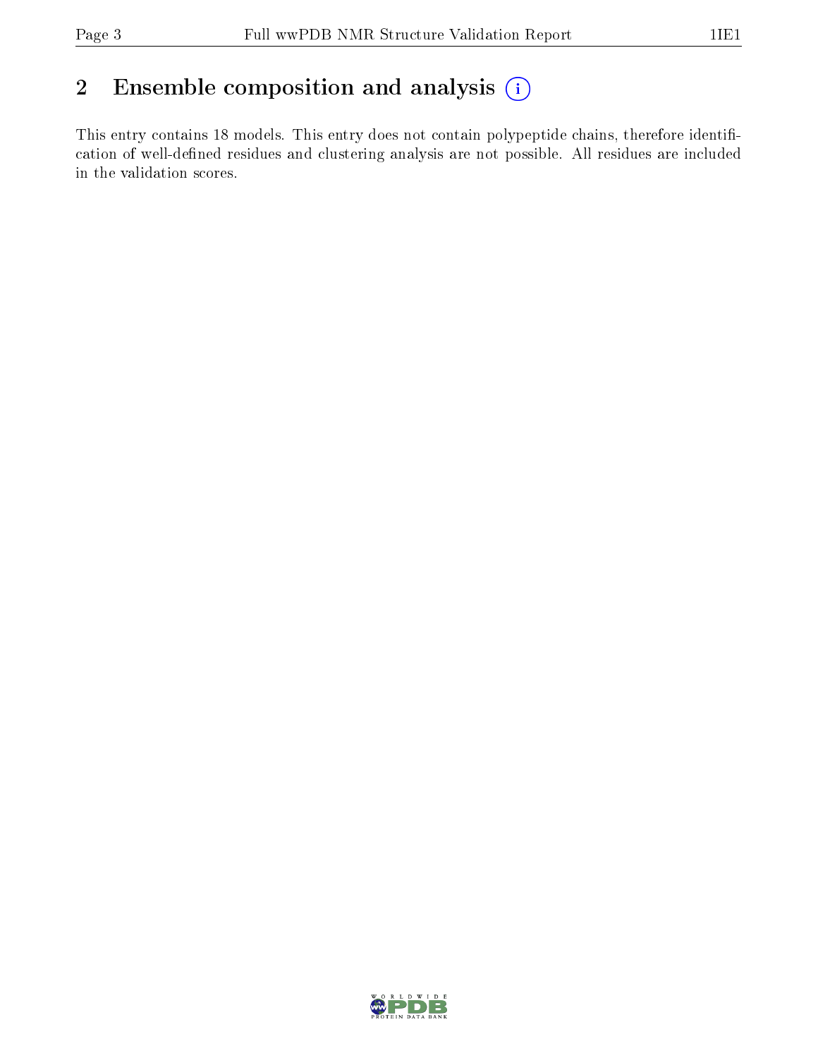## 2 Ensemble composition and analysis

This entry contains 18 models. This entry does not contain polypeptide chains, therefore identification of well-defined residues and clustering analysis are not possible. All residues are included in the validation scores.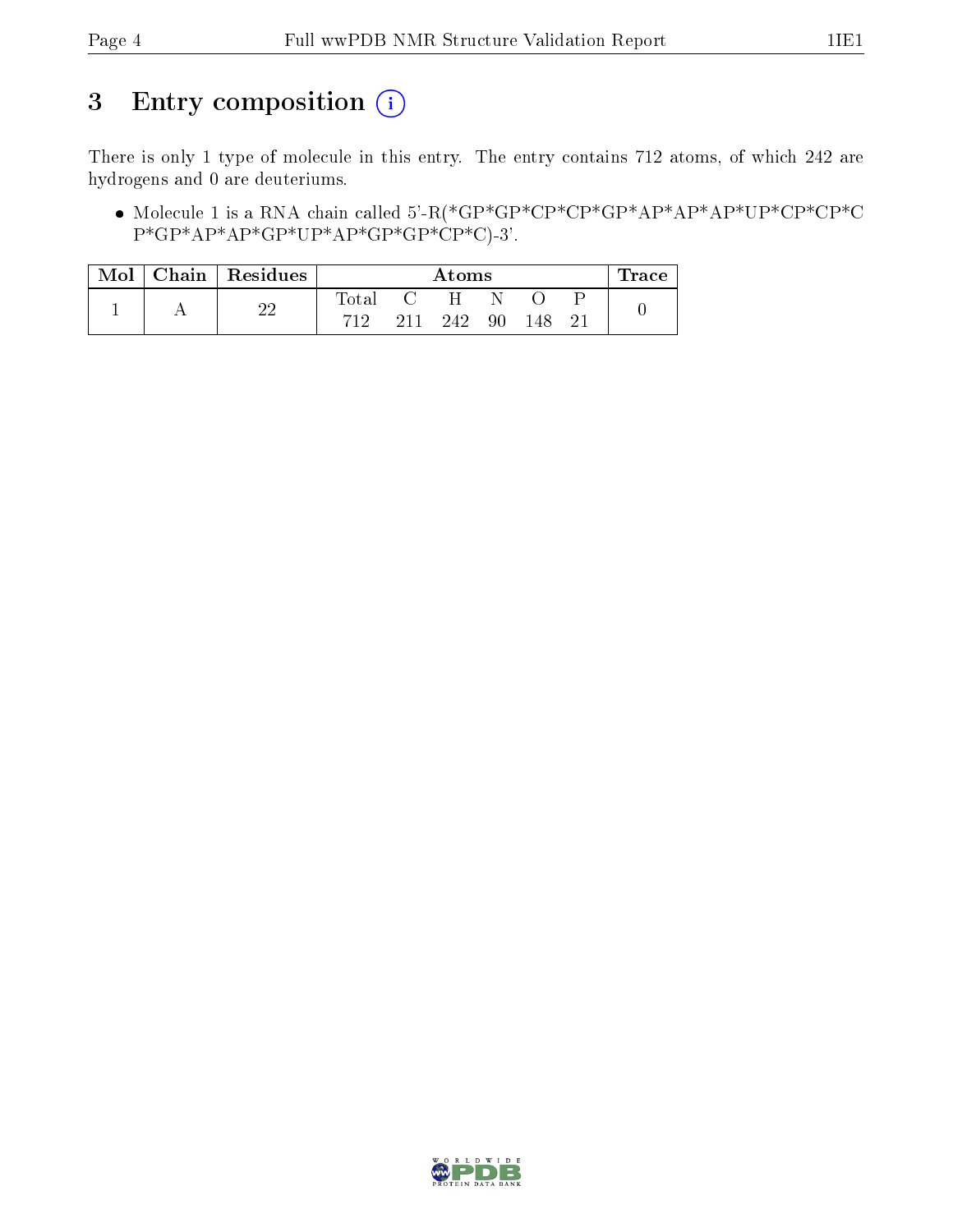# 3 Entry composition

There is only 1 type of molecule in this entry. The entry contains 712 atoms, of which 242 are hydrogens and 0 are deuteriums.

- Molecule 1 is a RNA chain called 5'-R(*GP*GP*CP*CP*GP*AP*AP*AP*UP*CP*CP*CP*GP*AP*AP*GP*UP*AP*GP*GP*CP*C)-3'.

| Mol | Chain | Residues | Atoms | | | | | | Trace |
|---|---|---|---|---|---|---|---|---|---|
| 1 | A | 22 | Total | C | H | N | O | P | 0 |
| | | | 712 | 211 | 242 | 90 | 148 | 21 | |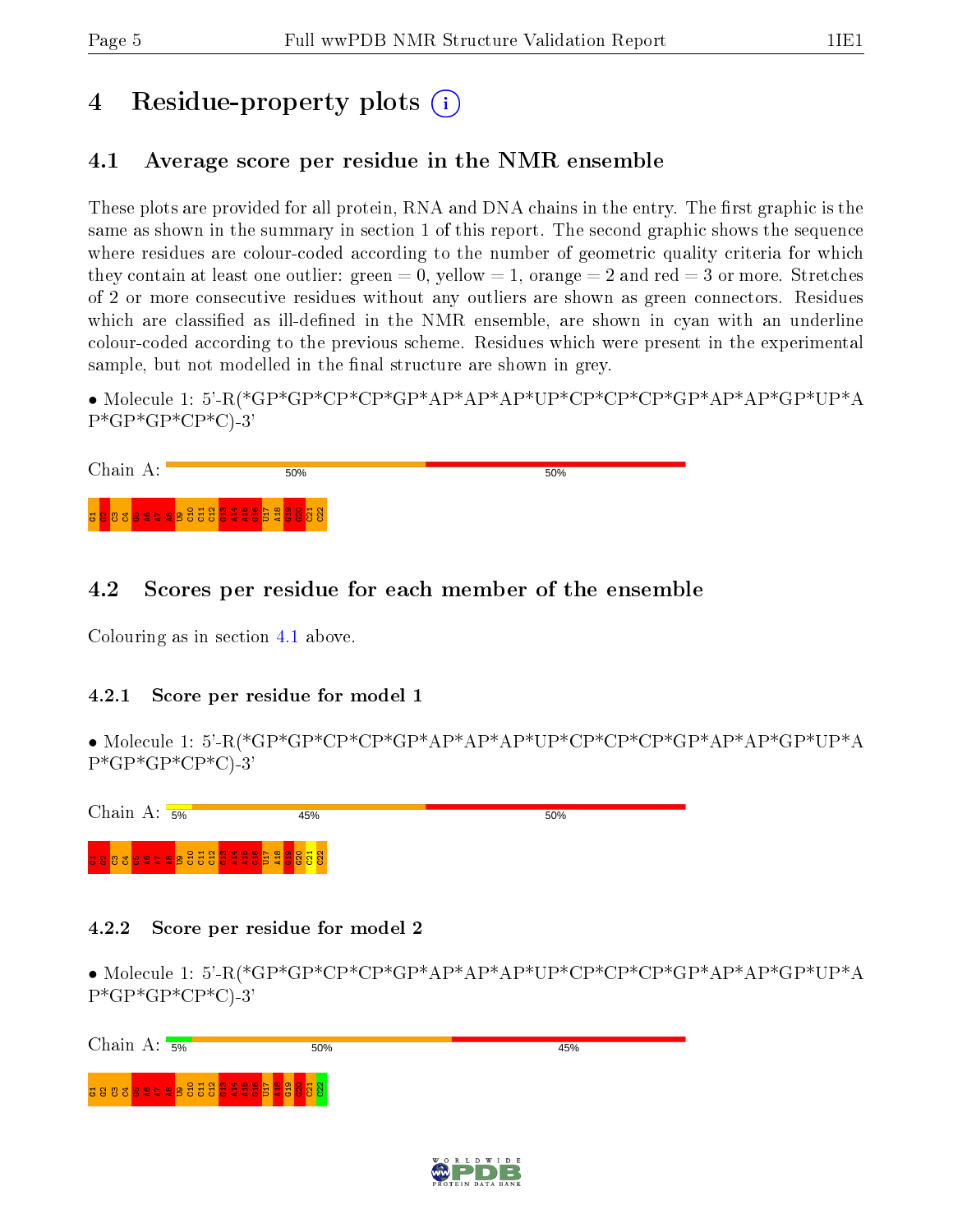# 4 Residue-property plots

## 4.1 Average score per residue in the NMR ensemble

These plots are provided for all protein, RNA and DNA chains in the entry. The first graphic is the same as shown in the summary in section 1 of this report. The second graphic shows the sequence where residues are colour-coded according to the number of geometric quality criteria for which they contain at least one outlier: green = 0, yellow = 1, orange = 2 and red = 3 or more. Stretches of 2 or more consecutive residues without any outliers are shown as green connectors. Residues which are classified as ill-defined in the NMR ensemble, are shown in cyan with an underline colour-coded according to the previous scheme. Residues which were present in the experimental sample, but not modelled in the final structure are shown in grey.

- Molecule 1: 5'-R(*GP*GP*CP*CP*GP*AP*AP*AP*UP*CP*CP*CP*GP*AP*AP*GP*UP*AP*GP*GP*CP*C)-3'

Chain A: 50% 50%

G1 G2 C3 C4 G5 A6 A7 A8 U9 C10 C11 C12 G13 A14 A15 G16 U17 A18 G19 G20 C21 C22

## 4.2 Scores per residue for each member of the ensemble

Colouring as in section 4.1 above.

### 4.2.1 Score per residue for model 1

- Molecule 1: 5'-R(*GP*GP*CP*CP*GP*AP*AP*AP*UP*CP*CP*CP*GP*AP*AP*GP*UP*AP*GP*GP*CP*C)-3'

Chain A: 5% 45% 50%

G1 G2 C3 C4 G5 A6 A7 A8 U9 C10 C11 C12 G13 A14 A15 G16 U17 A18 G19 G20 C21 C22

### 4.2.2 Score per residue for model 2

- Molecule 1: 5'-R(*GP*GP*CP*CP*GP*AP*AP*AP*UP*CP*CP*CP*GP*AP*AP*GP*UP*AP*GP*GP*CP*C)-3'

Chain A: 5% 50% 45%

G1 G2 C3 C4 G5 A6 A7 A8 U9 C10 C11 C12 G13 A14 A15 G16 U17 A18 G19 G20 C21 C22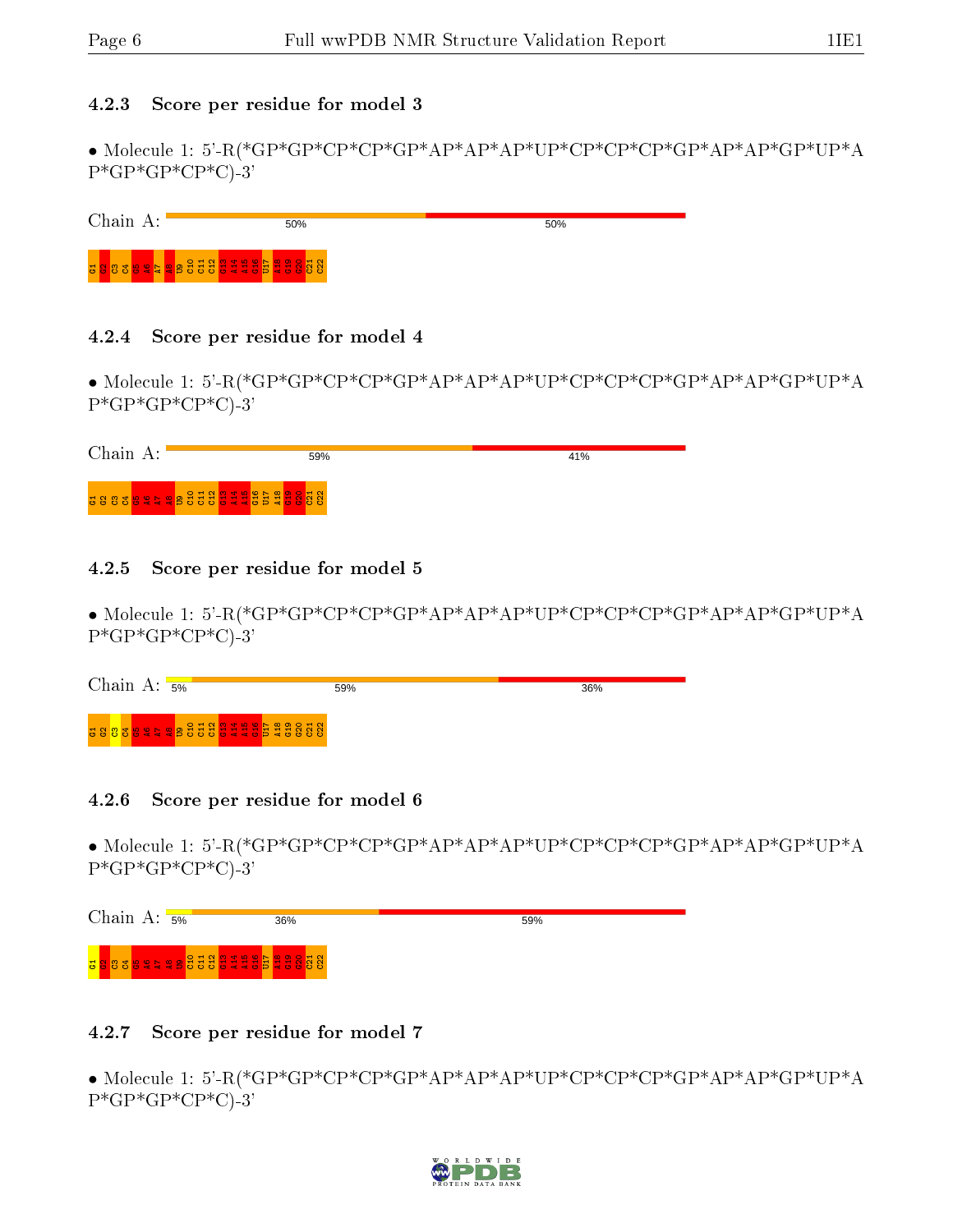### 4.2.3 Score per residue for model 3

• Molecule 1: 5'-R(*GP*GP*CP*CP*GP*AP*AP*AP*UP*CP*CP*CP*GP*AP*AP*GP*UP*AP*GP*GP*CP*C)-3'

Chain A: 50% 50%

G1 G2 C3 C4 G5 A6 A7 A8 U9 C10 C11 C12 G13 A14 A15 G16 U17 A18 G19 G20 C21 C22

### 4.2.4 Score per residue for model 4

• Molecule 1: 5'-R(*GP*GP*CP*CP*GP*AP*AP*AP*UP*CP*CP*CP*GP*AP*AP*GP*UP*AP*GP*GP*CP*C)-3'

Chain A: 59% 41%

G1 G2 C3 C4 G5 A6 A7 A8 U9 C10 C11 C12 G13 A14 A15 G16 U17 A18 G19 G20 C21 C22

### 4.2.5 Score per residue for model 5

• Molecule 1: 5'-R(*GP*GP*CP*CP*GP*AP*AP*AP*UP*CP*CP*CP*GP*AP*AP*GP*UP*AP*GP*GP*CP*C)-3'

Chain A: 5% 59% 36%

G1 G2 C3 C4 G5 A6 A7 A8 U9 C10 C11 C12 G13 A14 A15 G16 U17 A18 G19 G20 C21 C22

### 4.2.6 Score per residue for model 6

• Molecule 1: 5'-R(*GP*GP*CP*CP*GP*AP*AP*AP*UP*CP*CP*CP*GP*AP*AP*GP*UP*AP*GP*GP*CP*C)-3'

Chain A: 5% 36% 59%

G1 G2 C3 C4 G5 A6 A7 A8 U9 C10 C11 C12 G13 A14 A15 G16 U17 A18 G19 G20 C21 C22

### 4.2.7 Score per residue for model 7

• Molecule 1: 5'-R(*GP*GP*CP*CP*GP*AP*AP*AP*UP*CP*CP*CP*GP*AP*AP*GP*UP*AP*GP*GP*CP*C)-3'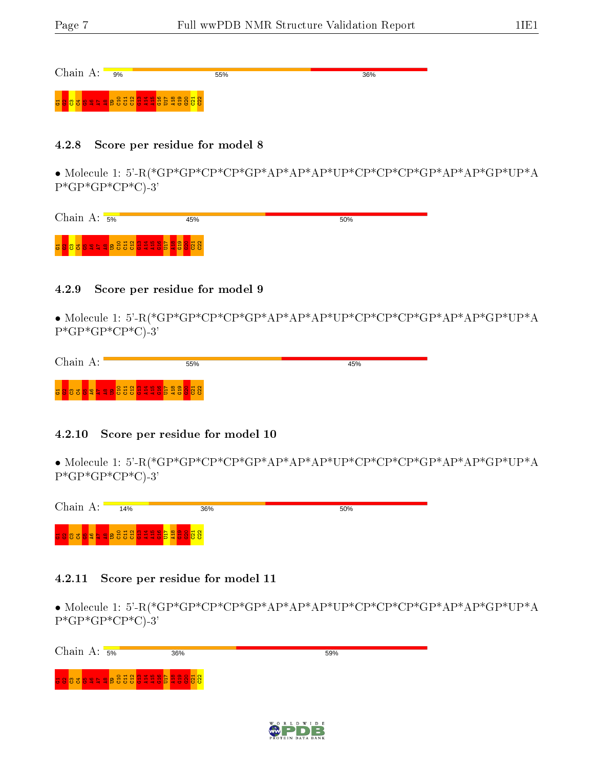Chain A: 9% 55% 36%

G1 G2 C3 C4 G5 A6 A7 A8 U9 C10 C11 C12 G13 A14 A15 G16 U17 A18 G19 G20 C21 C22

### 4.2.8 Score per residue for model 8

• Molecule 1: 5'-R(*GP*GP*CP*CP*GP*AP*AP*AP*UP*CP*CP*CP*GP*AP*AP*GP*UP*AP*GP*GP*CP*C)-3'

Chain A: 5% 45% 50%

G1 G2 C3 C4 G5 A6 A7 A8 U9 C10 C11 C12 G13 A14 A15 G16 U17 A18 G19 G20 C21 C22

### 4.2.9 Score per residue for model 9

• Molecule 1: 5'-R(*GP*GP*CP*CP*GP*AP*AP*AP*UP*CP*CP*CP*GP*AP*AP*GP*UP*AP*GP*GP*CP*C)-3'

Chain A: 55% 45%

G1 G2 C3 C4 G5 A6 A7 A8 U9 C10 C11 C12 G13 A14 A15 G16 U17 A18 G19 G20 C21 C22

### 4.2.10 Score per residue for model 10

• Molecule 1: 5'-R(*GP*GP*CP*CP*GP*AP*AP*AP*UP*CP*CP*CP*GP*AP*AP*GP*UP*AP*GP*GP*CP*C)-3'

Chain A: 14% 36% 50%

G1 G2 C3 C4 G5 A6 A7 A8 U9 C10 C11 C12 G13 A14 A15 G16 U17 A18 G19 G20 C21 C22

### 4.2.11 Score per residue for model 11

• Molecule 1: 5'-R(*GP*GP*CP*CP*GP*AP*AP*AP*UP*CP*CP*CP*GP*AP*AP*GP*UP*AP*GP*GP*CP*C)-3'

Chain A: 5% 36% 59%

G1 G2 C3 C4 G5 A6 A7 A8 U9 C10 C11 C12 G13 A14 A15 G16 U17 A18 G19 G20 C21 C22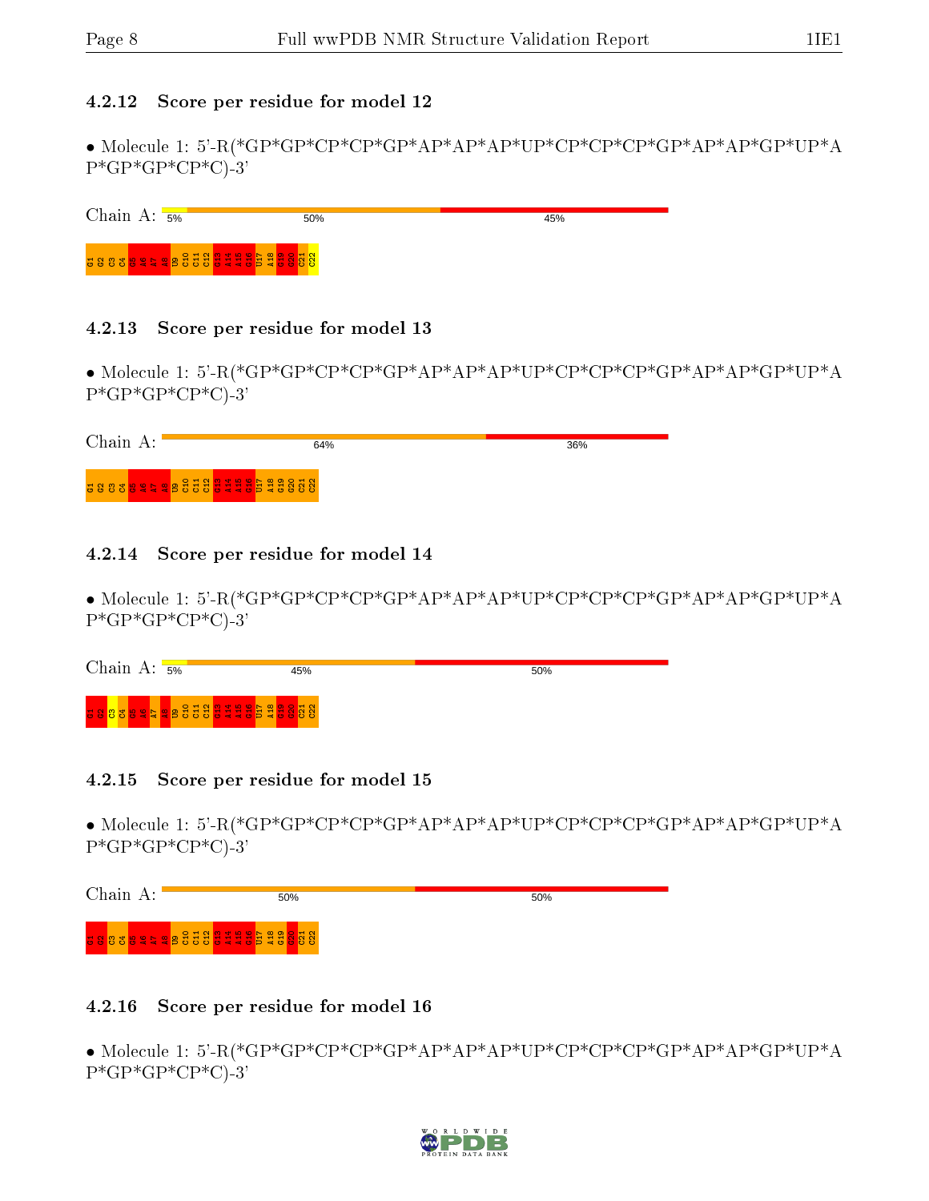### 4.2.12 Score per residue for model 12

• Molecule 1: 5'-R(*GP*GP*CP*CP*GP*AP*AP*AP*UP*CP*CP*CP*GP*AP*AP*GP*UP*AP*GP*GP*CP*C)-3'

Chain A: 5% 50% 45%

G1 G2 C3 C4 G5 A6 A7 A8 U9 C10 C11 C12 G13 A14 A15 G16 U17 A18 G19 G20 C21 C22

### 4.2.13 Score per residue for model 13

• Molecule 1: 5'-R(*GP*GP*CP*CP*GP*AP*AP*AP*UP*CP*CP*CP*GP*AP*AP*GP*UP*AP*GP*GP*CP*C)-3'

Chain A: 64% 36%

G1 G2 C3 C4 G5 A6 A7 A8 U9 C10 C11 C12 G13 A14 A15 G16 U17 A18 G19 G20 C21 C22

### 4.2.14 Score per residue for model 14

• Molecule 1: 5'-R(*GP*GP*CP*CP*GP*AP*AP*AP*UP*CP*CP*CP*GP*AP*AP*GP*UP*AP*GP*GP*CP*C)-3'

Chain A: 5% 45% 50%

G1 G2 C3 C4 G5 A6 A7 A8 U9 C10 C11 C12 G13 A14 A15 G16 U17 A18 G19 G20 C21 C22

### 4.2.15 Score per residue for model 15

• Molecule 1: 5'-R(*GP*GP*CP*CP*GP*AP*AP*AP*UP*CP*CP*CP*GP*AP*AP*GP*UP*AP*GP*GP*CP*C)-3'

Chain A: 50% 50%

G1 G2 C3 C4 G5 A6 A7 A8 U9 C10 C11 C12 G13 A14 A15 G16 U17 A18 G19 G20 C21 C22

### 4.2.16 Score per residue for model 16

• Molecule 1: 5'-R(*GP*GP*CP*CP*GP*AP*AP*AP*UP*CP*CP*CP*GP*AP*AP*GP*UP*AP*GP*GP*CP*C)-3'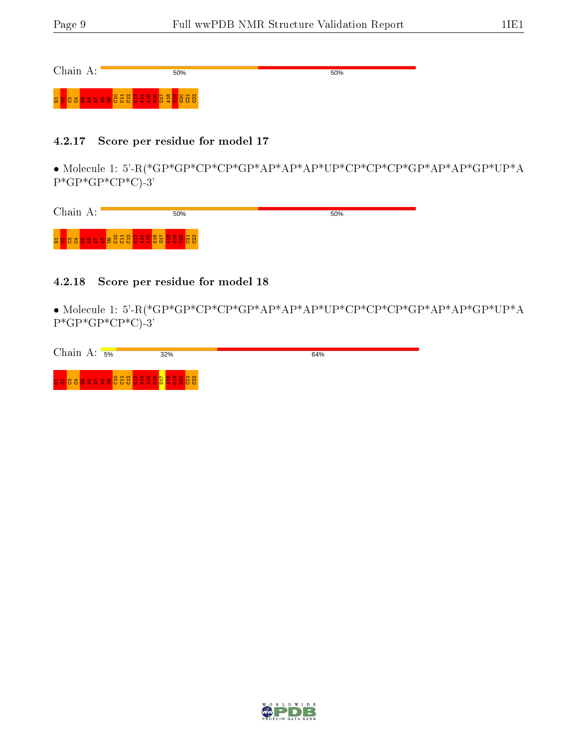Chain A: 50% 50%

G1 G2 C3 C4 G5 A6 A7 A8 U9 C10 C11 C12 G13 A14 A15 G16 U17 A18 G19 G20 C21 C22

### 4.2.17 Score per residue for model 17

- Molecule 1: 5'-R(*GP*GP*CP*CP*GP*AP*AP*AP*UP*CP*CP*CP*GP*AP*AP*GP*UP*AP*GP*GP*CP*C)-3'

Chain A: 50% 50%

G1 G2 C3 C4 G5 A6 A7 A8 U9 C10 C11 C12 G13 A14 A15 G16 U17 A18 G19 G20 C21 C22

### 4.2.18 Score per residue for model 18

- Molecule 1: 5'-R(*GP*GP*CP*CP*GP*AP*AP*AP*UP*CP*CP*CP*GP*AP*AP*GP*UP*AP*GP*GP*CP*C)-3'

Chain A: 5% 32% 64%

G1 G2 C3 C4 G5 A6 A7 A8 U9 C10 C11 C12 G13 A14 A15 G16 U17 A18 G19 G20 C21 C22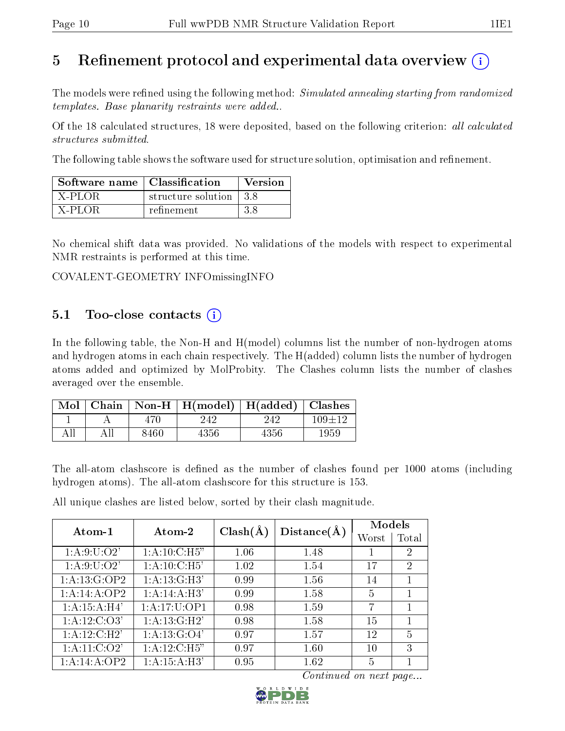# 5 Refinement protocol and experimental data overview (i)

The models were refined using the following method: *Simulated annealing starting from randomized templates. Base planarity restraints were added.*.

Of the 18 calculated structures, 18 were deposited, based on the following criterion: *all calculated structures submitted*.

The following table shows the software used for structure solution, optimisation and refinement.

| Software name | Classification | Version |
|---|---|---|
| X-PLOR | structure solution | 3.8 |
| X-PLOR | refinement | 3.8 |

No chemical shift data was provided. No validations of the models with respect to experimental NMR restraints is performed at this time.

COVALENT-GEOMETRY INFOmissingINFO

## 5.1 Too-close contacts (i)

In the following table, the Non-H and H(model) columns list the number of non-hydrogen atoms and hydrogen atoms in each chain respectively. The H(added) column lists the number of hydrogen atoms added and optimized by MolProbity. The Clashes column lists the number of clashes averaged over the ensemble.

| Mol | Chain | Non-H | H(model) | H(added) | Clashes |
|---|---|---|---|---|---|
| 1 | A | 470 | 242 | 242 | 109±12 |
| All | All | 8460 | 4356 | 4356 | 1959 |

The all-atom clashscore is defined as the number of clashes found per 1000 atoms (including hydrogen atoms). The all-atom clashscore for this structure is 153.

All unique clashes are listed below, sorted by their clash magnitude.

| Atom-1 | Atom-2 | Clash(Å) | Distance(Å) | Models | |
|---|---|---|---|---|---|
| | | | | Worst | Total |
| 1:A:9:U:O2' | 1:A:10:C:H5" | 1.06 | 1.48 | 1 | 2 |
| 1:A:9:U:O2' | 1:A:10:C:H5' | 1.02 | 1.54 | 17 | 2 |
| 1:A:13:G:OP2 | 1:A:13:G:H3' | 0.99 | 1.56 | 14 | 1 |
| 1:A:14:A:OP2 | 1:A:14:A:H3' | 0.99 | 1.58 | 5 | 1 |
| 1:A:15:A:H4' | 1:A:17:U:OP1 | 0.98 | 1.59 | 7 | 1 |
| 1:A:12:C:O3' | 1:A:13:G:H2' | 0.98 | 1.58 | 15 | 1 |
| 1:A:12:C:H2' | 1:A:13:G:O4' | 0.97 | 1.57 | 12 | 5 |
| 1:A:11:C:O2' | 1:A:12:C:H5" | 0.97 | 1.60 | 10 | 3 |
| 1:A:14:A:OP2 | 1:A:15:A:H3' | 0.95 | 1.62 | 5 | 1 |

*Continued on next page...*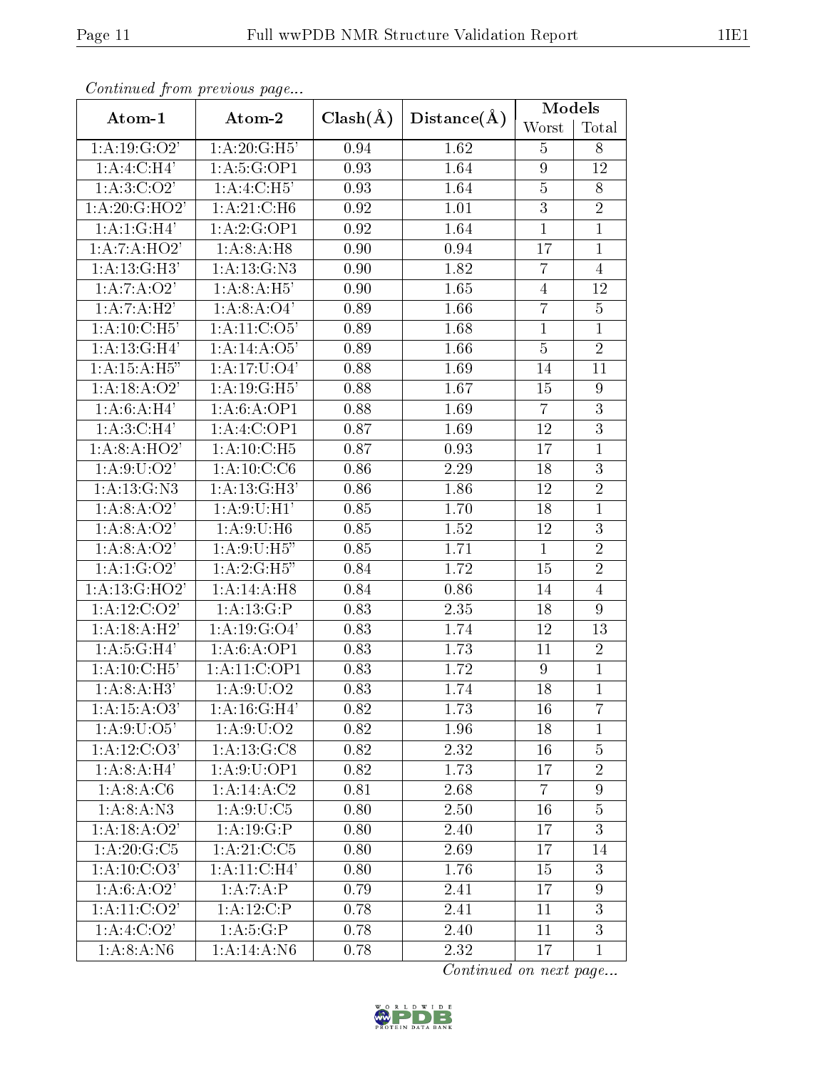*Continued from previous page...*

| Atom-1 | Atom-2 | Clash(Å) | Distance(Å) | Models | |
|---|---|---|---|---|---|
| | | | | Worst | Total |
| 1:A:19:G:O2' | 1:A:20:G:H5' | 0.94 | 1.62 | 5 | 8 |
| 1:A:4:C:H4' | 1:A:5:G:OP1 | 0.93 | 1.64 | 9 | 12 |
| 1:A:3:C:O2' | 1:A:4:C:H5' | 0.93 | 1.64 | 5 | 8 |
| 1:A:20:G:HO2' | 1:A:21:C:H6 | 0.92 | 1.01 | 3 | 2 |
| 1:A:1:G:H4' | 1:A:2:G:OP1 | 0.92 | 1.64 | 1 | 1 |
| 1:A:7:A:HO2' | 1:A:8:A:H8 | 0.90 | 0.94 | 17 | 1 |
| 1:A:13:G:H3' | 1:A:13:G:N3 | 0.90 | 1.82 | 7 | 4 |
| 1:A:7:A:O2' | 1:A:8:A:H5' | 0.90 | 1.65 | 4 | 12 |
| 1:A:7:A:H2' | 1:A:8:A:O4' | 0.89 | 1.66 | 7 | 5 |
| 1:A:10:C:H5' | 1:A:11:C:O5' | 0.89 | 1.68 | 1 | 1 |
| 1:A:13:G:H4' | 1:A:14:A:O5' | 0.89 | 1.66 | 5 | 2 |
| 1:A:15:A:H5" | 1:A:17:U:O4' | 0.88 | 1.69 | 14 | 11 |
| 1:A:18:A:O2' | 1:A:19:G:H5' | 0.88 | 1.67 | 15 | 9 |
| 1:A:6:A:H4' | 1:A:6:A:OP1 | 0.88 | 1.69 | 7 | 3 |
| 1:A:3:C:H4' | 1:A:4:C:OP1 | 0.87 | 1.69 | 12 | 3 |
| 1:A:8:A:HO2' | 1:A:10:C:H5 | 0.87 | 0.93 | 17 | 1 |
| 1:A:9:U:O2' | 1:A:10:C:C6 | 0.86 | 2.29 | 18 | 3 |
| 1:A:13:G:N3 | 1:A:13:G:H3' | 0.86 | 1.86 | 12 | 2 |
| 1:A:8:A:O2' | 1:A:9:U:H1' | 0.85 | 1.70 | 18 | 1 |
| 1:A:8:A:O2' | 1:A:9:U:H6 | 0.85 | 1.52 | 12 | 3 |
| 1:A:8:A:O2' | 1:A:9:U:H5" | 0.85 | 1.71 | 1 | 2 |
| 1:A:1:G:O2' | 1:A:2:G:H5" | 0.84 | 1.72 | 15 | 2 |
| 1:A:13:G:HO2' | 1:A:14:A:H8 | 0.84 | 0.86 | 14 | 4 |
| 1:A:12:C:O2' | 1:A:13:G:P | 0.83 | 2.35 | 18 | 9 |
| 1:A:18:A:H2' | 1:A:19:G:O4' | 0.83 | 1.74 | 12 | 13 |
| 1:A:5:G:H4' | 1:A:6:A:OP1 | 0.83 | 1.73 | 11 | 2 |
| 1:A:10:C:H5' | 1:A:11:C:OP1 | 0.83 | 1.72 | 9 | 1 |
| 1:A:8:A:H3' | 1:A:9:U:O2 | 0.83 | 1.74 | 18 | 1 |
| 1:A:15:A:O3' | 1:A:16:G:H4' | 0.82 | 1.73 | 16 | 7 |
| 1:A:9:U:O5' | 1:A:9:U:O2 | 0.82 | 1.96 | 18 | 1 |
| 1:A:12:C:O3' | 1:A:13:G:C8 | 0.82 | 2.32 | 16 | 5 |
| 1:A:8:A:H4' | 1:A:9:U:OP1 | 0.82 | 1.73 | 17 | 2 |
| 1:A:8:A:C6 | 1:A:14:A:C2 | 0.81 | 2.68 | 7 | 9 |
| 1:A:8:A:N3 | 1:A:9:U:C5 | 0.80 | 2.50 | 16 | 5 |
| 1:A:18:A:O2' | 1:A:19:G:P | 0.80 | 2.40 | 17 | 3 |
| 1:A:20:G:C5 | 1:A:21:C:C5 | 0.80 | 2.69 | 17 | 14 |
| 1:A:10:C:O3' | 1:A:11:C:H4' | 0.80 | 1.76 | 15 | 3 |
| 1:A:6:A:O2' | 1:A:7:A:P | 0.79 | 2.41 | 17 | 9 |
| 1:A:11:C:O2' | 1:A:12:C:P | 0.78 | 2.41 | 11 | 3 |
| 1:A:4:C:O2' | 1:A:5:G:P | 0.78 | 2.40 | 11 | 3 |
| 1:A:8:A:N6 | 1:A:14:A:N6 | 0.78 | 2.32 | 17 | 1 |

*Continued on next page...*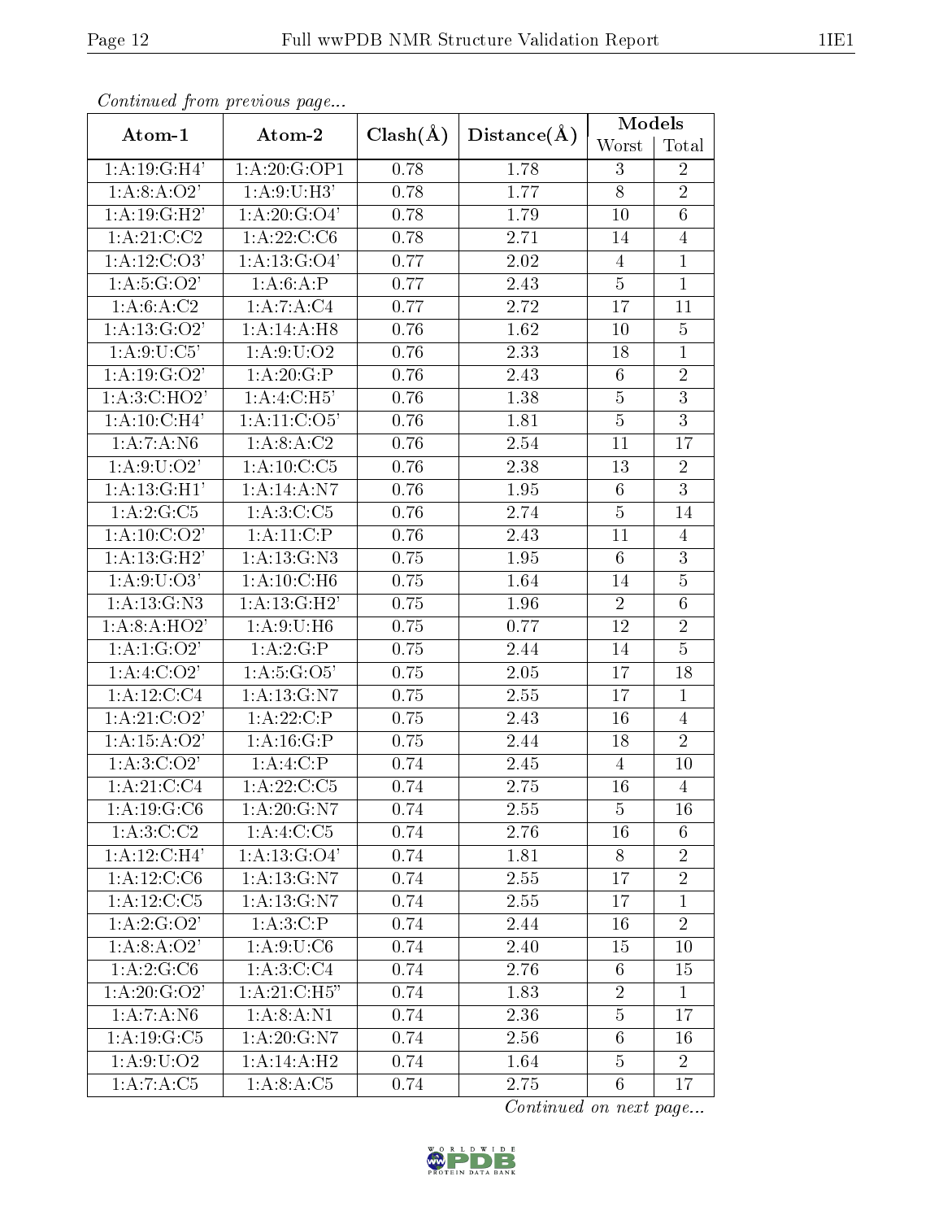*Continued from previous page...*

| Atom-1 | Atom-2 | Clash(Å) | Distance(Å) | Models | |
|---|---|---|---|---|---|
| | | | | Worst | Total |
| 1:A:19:G:H4' | 1:A:20:G:OP1 | 0.78 | 1.78 | 3 | 2 |
| 1:A:8:A:O2' | 1:A:9:U:H3' | 0.78 | 1.77 | 8 | 2 |
| 1:A:19:G:H2' | 1:A:20:G:O4' | 0.78 | 1.79 | 10 | 6 |
| 1:A:21:C:C2 | 1:A:22:C:C6 | 0.78 | 2.71 | 14 | 4 |
| 1:A:12:C:O3' | 1:A:13:G:O4' | 0.77 | 2.02 | 4 | 1 |
| 1:A:5:G:O2' | 1:A:6:A:P | 0.77 | 2.43 | 5 | 1 |
| 1:A:6:A:C2 | 1:A:7:A:C4 | 0.77 | 2.72 | 17 | 11 |
| 1:A:13:G:O2' | 1:A:14:A:H8 | 0.76 | 1.62 | 10 | 5 |
| 1:A:9:U:C5' | 1:A:9:U:O2 | 0.76 | 2.33 | 18 | 1 |
| 1:A:19:G:O2' | 1:A:20:G:P | 0.76 | 2.43 | 6 | 2 |
| 1:A:3:C:HO2' | 1:A:4:C:H5' | 0.76 | 1.38 | 5 | 3 |
| 1:A:10:C:H4' | 1:A:11:C:O5' | 0.76 | 1.81 | 5 | 3 |
| 1:A:7:A:N6 | 1:A:8:A:C2 | 0.76 | 2.54 | 11 | 17 |
| 1:A:9:U:O2' | 1:A:10:C:C5 | 0.76 | 2.38 | 13 | 2 |
| 1:A:13:G:H1' | 1:A:14:A:N7 | 0.76 | 1.95 | 6 | 3 |
| 1:A:2:G:C5 | 1:A:3:C:C5 | 0.76 | 2.74 | 5 | 14 |
| 1:A:10:C:O2' | 1:A:11:C:P | 0.76 | 2.43 | 11 | 4 |
| 1:A:13:G:H2' | 1:A:13:G:N3 | 0.75 | 1.95 | 6 | 3 |
| 1:A:9:U:O3' | 1:A:10:C:H6 | 0.75 | 1.64 | 14 | 5 |
| 1:A:13:G:N3 | 1:A:13:G:H2' | 0.75 | 1.96 | 2 | 6 |
| 1:A:8:A:HO2' | 1:A:9:U:H6 | 0.75 | 0.77 | 12 | 2 |
| 1:A:1:G:O2' | 1:A:2:G:P | 0.75 | 2.44 | 14 | 5 |
| 1:A:4:C:O2' | 1:A:5:G:O5' | 0.75 | 2.05 | 17 | 18 |
| 1:A:12:C:C4 | 1:A:13:G:N7 | 0.75 | 2.55 | 17 | 1 |
| 1:A:21:C:O2' | 1:A:22:C:P | 0.75 | 2.43 | 16 | 4 |
| 1:A:15:A:O2' | 1:A:16:G:P | 0.75 | 2.44 | 18 | 2 |
| 1:A:3:C:O2' | 1:A:4:C:P | 0.74 | 2.45 | 4 | 10 |
| 1:A:21:C:C4 | 1:A:22:C:C5 | 0.74 | 2.75 | 16 | 4 |
| 1:A:19:G:C6 | 1:A:20:G:N7 | 0.74 | 2.55 | 5 | 16 |
| 1:A:3:C:C2 | 1:A:4:C:C5 | 0.74 | 2.76 | 16 | 6 |
| 1:A:12:C:H4' | 1:A:13:G:O4' | 0.74 | 1.81 | 8 | 2 |
| 1:A:12:C:C6 | 1:A:13:G:N7 | 0.74 | 2.55 | 17 | 2 |
| 1:A:12:C:C5 | 1:A:13:G:N7 | 0.74 | 2.55 | 17 | 1 |
| 1:A:2:G:O2' | 1:A:3:C:P | 0.74 | 2.44 | 16 | 2 |
| 1:A:8:A:O2' | 1:A:9:U:C6 | 0.74 | 2.40 | 15 | 10 |
| 1:A:2:G:C6 | 1:A:3:C:C4 | 0.74 | 2.76 | 6 | 15 |
| 1:A:20:G:O2' | 1:A:21:C:H5" | 0.74 | 1.83 | 2 | 1 |
| 1:A:7:A:N6 | 1:A:8:A:N1 | 0.74 | 2.36 | 5 | 17 |
| 1:A:19:G:C5 | 1:A:20:G:N7 | 0.74 | 2.56 | 6 | 16 |
| 1:A:9:U:O2 | 1:A:14:A:H2 | 0.74 | 1.64 | 5 | 2 |
| 1:A:7:A:C5 | 1:A:8:A:C5 | 0.74 | 2.75 | 6 | 17 |

*Continued on next page...*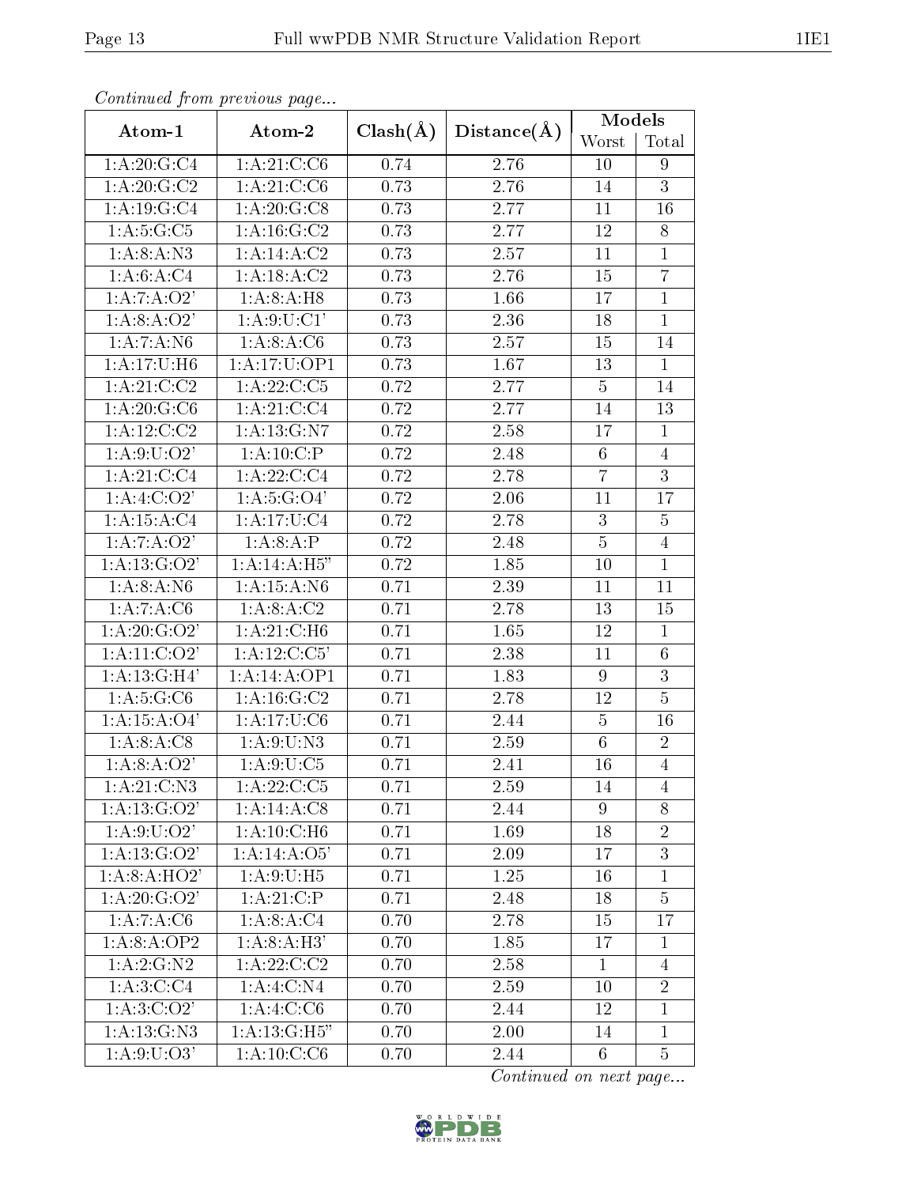*Continued from previous page...*

| Atom-1 | Atom-2 | Clash(Å) | Distance(Å) | Models | |
|---|---|---|---|---|---|
| | | | | Worst | Total |
| 1:A:20:G:C4 | 1:A:21:C:C6 | 0.74 | 2.76 | 10 | 9 |
| 1:A:20:G:C2 | 1:A:21:C:C6 | 0.73 | 2.76 | 14 | 3 |
| 1:A:19:G:C4 | 1:A:20:G:C8 | 0.73 | 2.77 | 11 | 16 |
| 1:A:5:G:C5 | 1:A:16:G:C2 | 0.73 | 2.77 | 12 | 8 |
| 1:A:8:A:N3 | 1:A:14:A:C2 | 0.73 | 2.57 | 11 | 1 |
| 1:A:6:A:C4 | 1:A:18:A:C2 | 0.73 | 2.76 | 15 | 7 |
| 1:A:7:A:O2' | 1:A:8:A:H8 | 0.73 | 1.66 | 17 | 1 |
| 1:A:8:A:O2' | 1:A:9:U:C1' | 0.73 | 2.36 | 18 | 1 |
| 1:A:7:A:N6 | 1:A:8:A:C6 | 0.73 | 2.57 | 15 | 14 |
| 1:A:17:U:H6 | 1:A:17:U:OP1 | 0.73 | 1.67 | 13 | 1 |
| 1:A:21:C:C2 | 1:A:22:C:C5 | 0.72 | 2.77 | 5 | 14 |
| 1:A:20:G:C6 | 1:A:21:C:C4 | 0.72 | 2.77 | 14 | 13 |
| 1:A:12:C:C2 | 1:A:13:G:N7 | 0.72 | 2.58 | 17 | 1 |
| 1:A:9:U:O2' | 1:A:10:C:P | 0.72 | 2.48 | 6 | 4 |
| 1:A:21:C:C4 | 1:A:22:C:C4 | 0.72 | 2.78 | 7 | 3 |
| 1:A:4:C:O2' | 1:A:5:G:O4' | 0.72 | 2.06 | 11 | 17 |
| 1:A:15:A:C4 | 1:A:17:U:C4 | 0.72 | 2.78 | 3 | 5 |
| 1:A:7:A:O2' | 1:A:8:A:P | 0.72 | 2.48 | 5 | 4 |
| 1:A:13:G:O2' | 1:A:14:A:H5" | 0.72 | 1.85 | 10 | 1 |
| 1:A:8:A:N6 | 1:A:15:A:N6 | 0.71 | 2.39 | 11 | 11 |
| 1:A:7:A:C6 | 1:A:8:A:C2 | 0.71 | 2.78 | 13 | 15 |
| 1:A:20:G:O2' | 1:A:21:C:H6 | 0.71 | 1.65 | 12 | 1 |
| 1:A:11:C:O2' | 1:A:12:C:C5' | 0.71 | 2.38 | 11 | 6 |
| 1:A:13:G:H4' | 1:A:14:A:OP1 | 0.71 | 1.83 | 9 | 3 |
| 1:A:5:G:C6 | 1:A:16:G:C2 | 0.71 | 2.78 | 12 | 5 |
| 1:A:15:A:O4' | 1:A:17:U:C6 | 0.71 | 2.44 | 5 | 16 |
| 1:A:8:A:C8 | 1:A:9:U:N3 | 0.71 | 2.59 | 6 | 2 |
| 1:A:8:A:O2' | 1:A:9:U:C5 | 0.71 | 2.41 | 16 | 4 |
| 1:A:21:C:N3 | 1:A:22:C:C5 | 0.71 | 2.59 | 14 | 4 |
| 1:A:13:G:O2' | 1:A:14:A:C8 | 0.71 | 2.44 | 9 | 8 |
| 1:A:9:U:O2' | 1:A:10:C:H6 | 0.71 | 1.69 | 18 | 2 |
| 1:A:13:G:O2' | 1:A:14:A:O5' | 0.71 | 2.09 | 17 | 3 |
| 1:A:8:A:HO2' | 1:A:9:U:H5 | 0.71 | 1.25 | 16 | 1 |
| 1:A:20:G:O2' | 1:A:21:C:P | 0.71 | 2.48 | 18 | 5 |
| 1:A:7:A:C6 | 1:A:8:A:C4 | 0.70 | 2.78 | 15 | 17 |
| 1:A:8:A:OP2 | 1:A:8:A:H3' | 0.70 | 1.85 | 17 | 1 |
| 1:A:2:G:N2 | 1:A:22:C:C2 | 0.70 | 2.58 | 1 | 4 |
| 1:A:3:C:C4 | 1:A:4:C:N4 | 0.70 | 2.59 | 10 | 2 |
| 1:A:3:C:O2' | 1:A:4:C:C6 | 0.70 | 2.44 | 12 | 1 |
| 1:A:13:G:N3 | 1:A:13:G:H5" | 0.70 | 2.00 | 14 | 1 |
| 1:A:9:U:O3' | 1:A:10:C:C6 | 0.70 | 2.44 | 6 | 5 |

*Continued on next page...*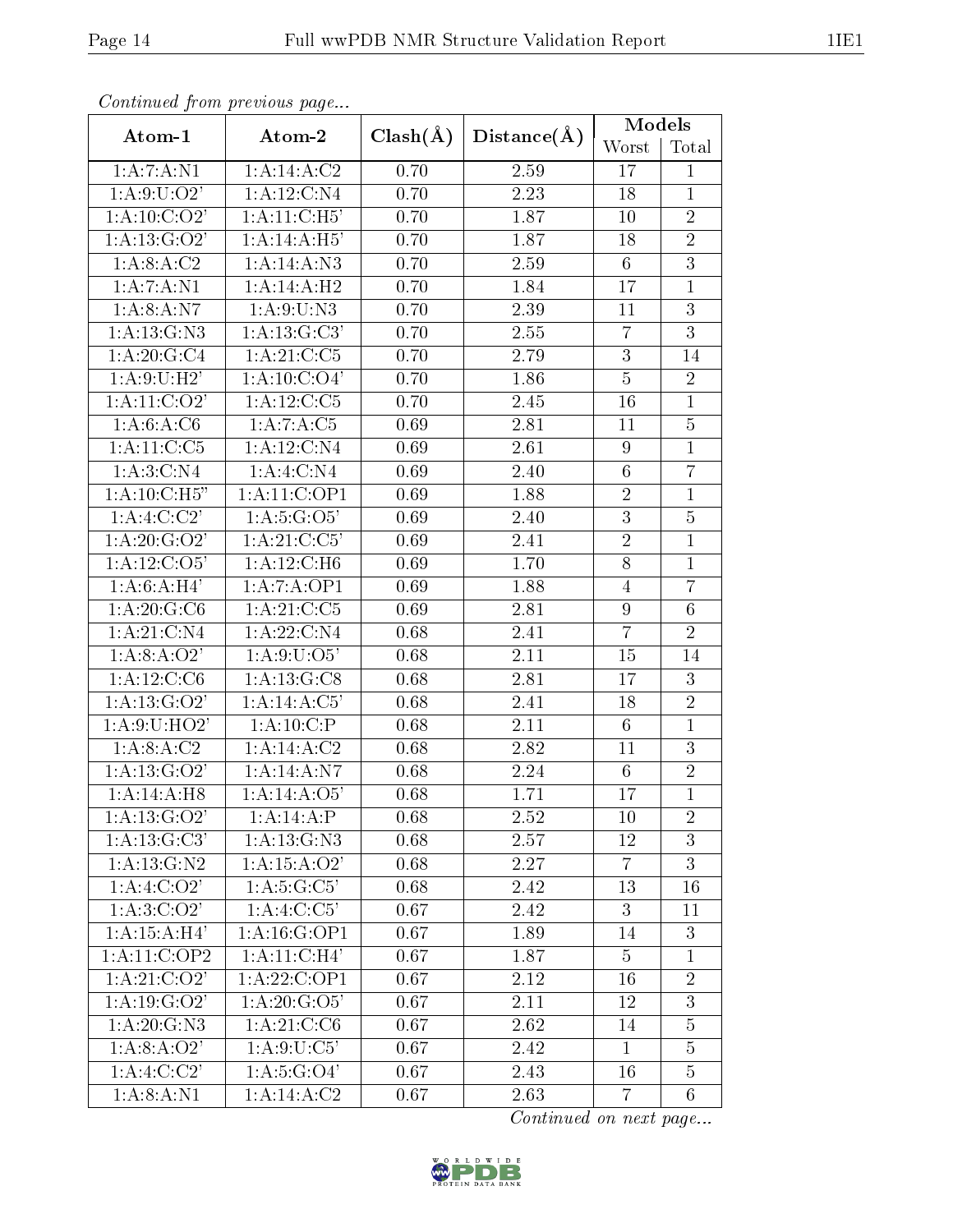*Continued from previous page...*

| Atom-1 | Atom-2 | Clash(Å) | Distance(Å) | Models | |
|---|---|---|---|---|---|
| | | | | Worst | Total |
| 1:A:7:A:N1 | 1:A:14:A:C2 | 0.70 | 2.59 | 17 | 1 |
| 1:A:9:U:O2' | 1:A:12:C:N4 | 0.70 | 2.23 | 18 | 1 |
| 1:A:10:C:O2' | 1:A:11:C:H5' | 0.70 | 1.87 | 10 | 2 |
| 1:A:13:G:O2' | 1:A:14:A:H5' | 0.70 | 1.87 | 18 | 2 |
| 1:A:8:A:C2 | 1:A:14:A:N3 | 0.70 | 2.59 | 6 | 3 |
| 1:A:7:A:N1 | 1:A:14:A:H2 | 0.70 | 1.84 | 17 | 1 |
| 1:A:8:A:N7 | 1:A:9:U:N3 | 0.70 | 2.39 | 11 | 3 |
| 1:A:13:G:N3 | 1:A:13:G:C3' | 0.70 | 2.55 | 7 | 3 |
| 1:A:20:G:C4 | 1:A:21:C:C5 | 0.70 | 2.79 | 3 | 14 |
| 1:A:9:U:H2' | 1:A:10:C:O4' | 0.70 | 1.86 | 5 | 2 |
| 1:A:11:C:O2' | 1:A:12:C:C5 | 0.70 | 2.45 | 16 | 1 |
| 1:A:6:A:C6 | 1:A:7:A:C5 | 0.69 | 2.81 | 11 | 5 |
| 1:A:11:C:C5 | 1:A:12:C:N4 | 0.69 | 2.61 | 9 | 1 |
| 1:A:3:C:N4 | 1:A:4:C:N4 | 0.69 | 2.40 | 6 | 7 |
| 1:A:10:C:H5" | 1:A:11:C:OP1 | 0.69 | 1.88 | 2 | 1 |
| 1:A:4:C:C2' | 1:A:5:G:O5' | 0.69 | 2.40 | 3 | 5 |
| 1:A:20:G:O2' | 1:A:21:C:C5' | 0.69 | 2.41 | 2 | 1 |
| 1:A:12:C:O5' | 1:A:12:C:H6 | 0.69 | 1.70 | 8 | 1 |
| 1:A:6:A:H4' | 1:A:7:A:OP1 | 0.69 | 1.88 | 4 | 7 |
| 1:A:20:G:C6 | 1:A:21:C:C5 | 0.69 | 2.81 | 9 | 6 |
| 1:A:21:C:N4 | 1:A:22:C:N4 | 0.68 | 2.41 | 7 | 2 |
| 1:A:8:A:O2' | 1:A:9:U:O5' | 0.68 | 2.11 | 15 | 14 |
| 1:A:12:C:C6 | 1:A:13:G:C8 | 0.68 | 2.81 | 17 | 3 |
| 1:A:13:G:O2' | 1:A:14:A:C5' | 0.68 | 2.41 | 18 | 2 |
| 1:A:9:U:HO2' | 1:A:10:C:P | 0.68 | 2.11 | 6 | 1 |
| 1:A:8:A:C2 | 1:A:14:A:C2 | 0.68 | 2.82 | 11 | 3 |
| 1:A:13:G:O2' | 1:A:14:A:N7 | 0.68 | 2.24 | 6 | 2 |
| 1:A:14:A:H8 | 1:A:14:A:O5' | 0.68 | 1.71 | 17 | 1 |
| 1:A:13:G:O2' | 1:A:14:A:P | 0.68 | 2.52 | 10 | 2 |
| 1:A:13:G:C3' | 1:A:13:G:N3 | 0.68 | 2.57 | 12 | 3 |
| 1:A:13:G:N2 | 1:A:15:A:O2' | 0.68 | 2.27 | 7 | 3 |
| 1:A:4:C:O2' | 1:A:5:G:C5' | 0.68 | 2.42 | 13 | 16 |
| 1:A:3:C:O2' | 1:A:4:C:C5' | 0.67 | 2.42 | 3 | 11 |
| 1:A:15:A:H4' | 1:A:16:G:OP1 | 0.67 | 1.89 | 14 | 3 |
| 1:A:11:C:OP2 | 1:A:11:C:H4' | 0.67 | 1.87 | 5 | 1 |
| 1:A:21:C:O2' | 1:A:22:C:OP1 | 0.67 | 2.12 | 16 | 2 |
| 1:A:19:G:O2' | 1:A:20:G:O5' | 0.67 | 2.11 | 12 | 3 |
| 1:A:20:G:N3 | 1:A:21:C:C6 | 0.67 | 2.62 | 14 | 5 |
| 1:A:8:A:O2' | 1:A:9:U:C5' | 0.67 | 2.42 | 1 | 5 |
| 1:A:4:C:C2' | 1:A:5:G:O4' | 0.67 | 2.43 | 16 | 5 |
| 1:A:8:A:N1 | 1:A:14:A:C2 | 0.67 | 2.63 | 7 | 6 |

*Continued on next page...*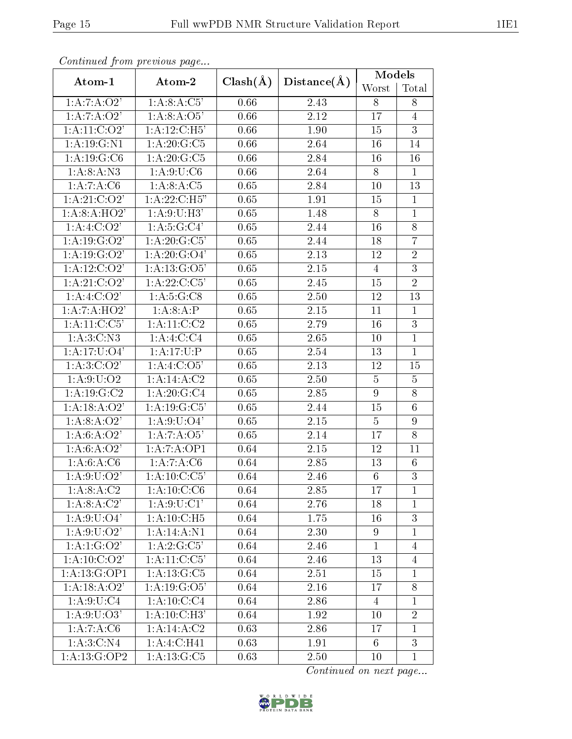*Continued from previous page...*

| Atom-1 | Atom-2 | Clash(Å) | Distance(Å) | Models | |
|---|---|---|---|---|---|
| | | | | Worst | Total |
| 1:A:7:A:O2' | 1:A:8:A:C5' | 0.66 | 2.43 | 8 | 8 |
| 1:A:7:A:O2' | 1:A:8:A:O5' | 0.66 | 2.12 | 17 | 4 |
| 1:A:11:C:O2' | 1:A:12:C:H5' | 0.66 | 1.90 | 15 | 3 |
| 1:A:19:G:N1 | 1:A:20:G:C5 | 0.66 | 2.64 | 16 | 14 |
| 1:A:19:G:C6 | 1:A:20:G:C5 | 0.66 | 2.84 | 16 | 16 |
| 1:A:8:A:N3 | 1:A:9:U:C6 | 0.66 | 2.64 | 8 | 1 |
| 1:A:7:A:C6 | 1:A:8:A:C5 | 0.65 | 2.84 | 10 | 13 |
| 1:A:21:C:O2' | 1:A:22:C:H5" | 0.65 | 1.91 | 15 | 1 |
| 1:A:8:A:HO2' | 1:A:9:U:H3' | 0.65 | 1.48 | 8 | 1 |
| 1:A:4:C:O2' | 1:A:5:G:C4' | 0.65 | 2.44 | 16 | 8 |
| 1:A:19:G:O2' | 1:A:20:G:C5' | 0.65 | 2.44 | 18 | 7 |
| 1:A:19:G:O2' | 1:A:20:G:O4' | 0.65 | 2.13 | 12 | 2 |
| 1:A:12:C:O2' | 1:A:13:G:O5' | 0.65 | 2.15 | 4 | 3 |
| 1:A:21:C:O2' | 1:A:22:C:C5' | 0.65 | 2.45 | 15 | 2 |
| 1:A:4:C:O2' | 1:A:5:G:C8 | 0.65 | 2.50 | 12 | 13 |
| 1:A:7:A:HO2' | 1:A:8:A:P | 0.65 | 2.15 | 11 | 1 |
| 1:A:11:C:C5' | 1:A:11:C:C2 | 0.65 | 2.79 | 16 | 3 |
| 1:A:3:C:N3 | 1:A:4:C:C4 | 0.65 | 2.65 | 10 | 1 |
| 1:A:17:U:O4' | 1:A:17:U:P | 0.65 | 2.54 | 13 | 1 |
| 1:A:3:C:O2' | 1:A:4:C:O5' | 0.65 | 2.13 | 12 | 15 |
| 1:A:9:U:O2 | 1:A:14:A:C2 | 0.65 | 2.50 | 5 | 5 |
| 1:A:19:G:C2 | 1:A:20:G:C4 | 0.65 | 2.85 | 9 | 8 |
| 1:A:18:A:O2' | 1:A:19:G:C5' | 0.65 | 2.44 | 15 | 6 |
| 1:A:8:A:O2' | 1:A:9:U:O4' | 0.65 | 2.15 | 5 | 9 |
| 1:A:6:A:O2' | 1:A:7:A:O5' | 0.65 | 2.14 | 17 | 8 |
| 1:A:6:A:O2' | 1:A:7:A:OP1 | 0.64 | 2.15 | 12 | 11 |
| 1:A:6:A:C6 | 1:A:7:A:C6 | 0.64 | 2.85 | 13 | 6 |
| 1:A:9:U:O2' | 1:A:10:C:C5' | 0.64 | 2.46 | 6 | 3 |
| 1:A:8:A:C2 | 1:A:10:C:C6 | 0.64 | 2.85 | 17 | 1 |
| 1:A:8:A:C2' | 1:A:9:U:C1' | 0.64 | 2.76 | 18 | 1 |
| 1:A:9:U:O4' | 1:A:10:C:H5 | 0.64 | 1.75 | 16 | 3 |
| 1:A:9:U:O2' | 1:A:14:A:N1 | 0.64 | 2.30 | 9 | 1 |
| 1:A:1:G:O2' | 1:A:2:G:C5' | 0.64 | 2.46 | 1 | 4 |
| 1:A:10:C:O2' | 1:A:11:C:C5' | 0.64 | 2.46 | 13 | 4 |
| 1:A:13:G:OP1 | 1:A:13:G:C5 | 0.64 | 2.51 | 15 | 1 |
| 1:A:18:A:O2' | 1:A:19:G:O5' | 0.64 | 2.16 | 17 | 8 |
| 1:A:9:U:C4 | 1:A:10:C:C4 | 0.64 | 2.86 | 4 | 1 |
| 1:A:9:U:O3' | 1:A:10:C:H3' | 0.64 | 1.92 | 10 | 2 |
| 1:A:7:A:C6 | 1:A:14:A:C2 | 0.63 | 2.86 | 17 | 1 |
| 1:A:3:C:N4 | 1:A:4:C:H41 | 0.63 | 1.91 | 6 | 3 |
| 1:A:13:G:OP2 | 1:A:13:G:C5 | 0.63 | 2.50 | 10 | 1 |

*Continued on next page...*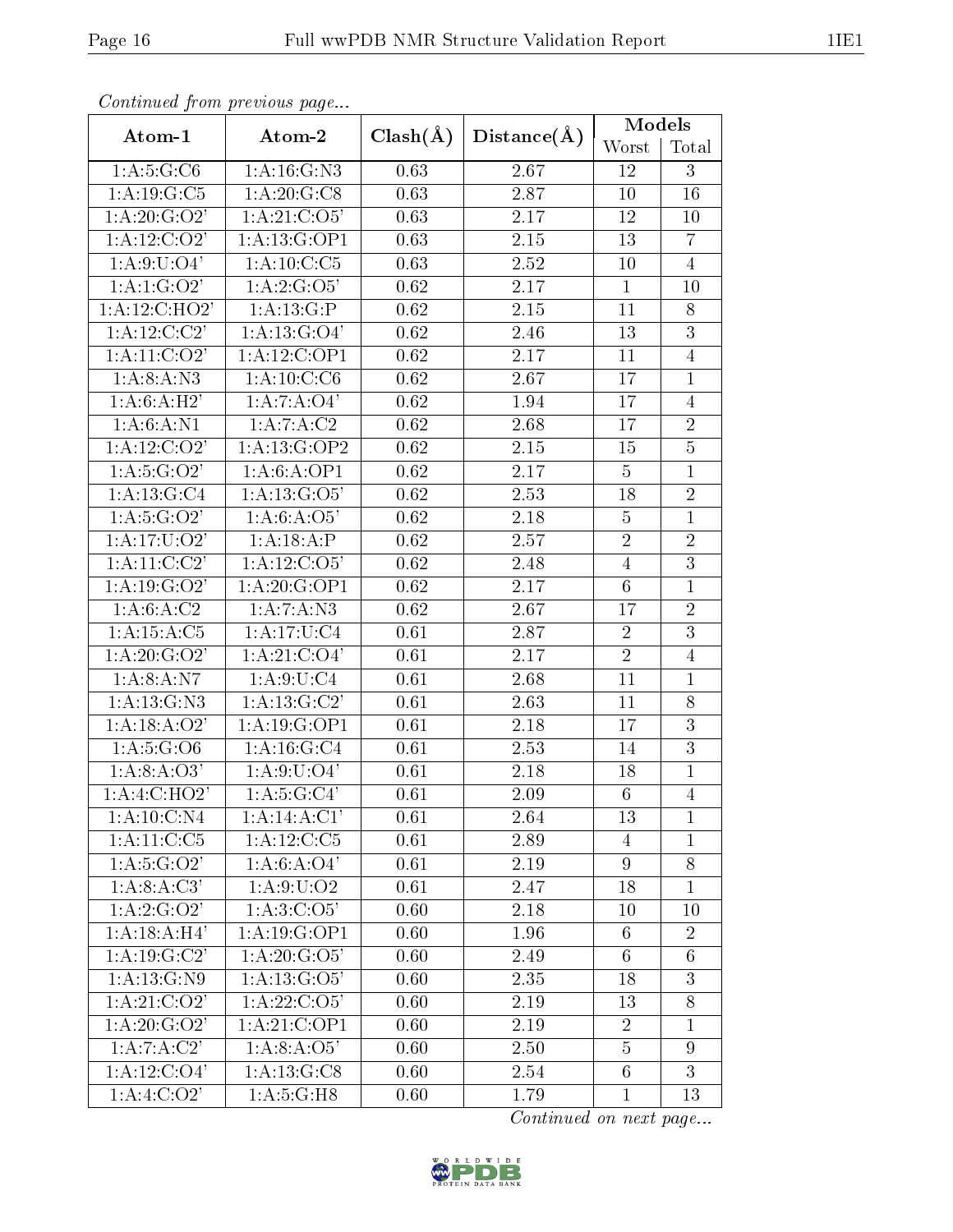*Continued from previous page...*

| Atom-1 | Atom-2 | Clash(Å) | Distance(Å) | Models | |
|---|---|---|---|---|---|
| | | | | Worst | Total |
| 1:A:5:G:C6 | 1:A:16:G:N3 | 0.63 | 2.67 | 12 | 3 |
| 1:A:19:G:C5 | 1:A:20:G:C8 | 0.63 | 2.87 | 10 | 16 |
| 1:A:20:G:O2' | 1:A:21:C:O5' | 0.63 | 2.17 | 12 | 10 |
| 1:A:12:C:O2' | 1:A:13:G:OP1 | 0.63 | 2.15 | 13 | 7 |
| 1:A:9:U:O4' | 1:A:10:C:C5 | 0.63 | 2.52 | 10 | 4 |
| 1:A:1:G:O2' | 1:A:2:G:O5' | 0.62 | 2.17 | 1 | 10 |
| 1:A:12:C:HO2' | 1:A:13:G:P | 0.62 | 2.15 | 11 | 8 |
| 1:A:12:C:C2' | 1:A:13:G:O4' | 0.62 | 2.46 | 13 | 3 |
| 1:A:11:C:O2' | 1:A:12:C:OP1 | 0.62 | 2.17 | 11 | 4 |
| 1:A:8:A:N3 | 1:A:10:C:C6 | 0.62 | 2.67 | 17 | 1 |
| 1:A:6:A:H2' | 1:A:7:A:O4' | 0.62 | 1.94 | 17 | 4 |
| 1:A:6:A:N1 | 1:A:7:A:C2 | 0.62 | 2.68 | 17 | 2 |
| 1:A:12:C:O2' | 1:A:13:G:OP2 | 0.62 | 2.15 | 15 | 5 |
| 1:A:5:G:O2' | 1:A:6:A:OP1 | 0.62 | 2.17 | 5 | 1 |
| 1:A:13:G:C4 | 1:A:13:G:O5' | 0.62 | 2.53 | 18 | 2 |
| 1:A:5:G:O2' | 1:A:6:A:O5' | 0.62 | 2.18 | 5 | 1 |
| 1:A:17:U:O2' | 1:A:18:A:P | 0.62 | 2.57 | 2 | 2 |
| 1:A:11:C:C2' | 1:A:12:C:O5' | 0.62 | 2.48 | 4 | 3 |
| 1:A:19:G:O2' | 1:A:20:G:OP1 | 0.62 | 2.17 | 6 | 1 |
| 1:A:6:A:C2 | 1:A:7:A:N3 | 0.62 | 2.67 | 17 | 2 |
| 1:A:15:A:C5 | 1:A:17:U:C4 | 0.61 | 2.87 | 2 | 3 |
| 1:A:20:G:O2' | 1:A:21:C:O4' | 0.61 | 2.17 | 2 | 4 |
| 1:A:8:A:N7 | 1:A:9:U:C4 | 0.61 | 2.68 | 11 | 1 |
| 1:A:13:G:N3 | 1:A:13:G:C2' | 0.61 | 2.63 | 11 | 8 |
| 1:A:18:A:O2' | 1:A:19:G:OP1 | 0.61 | 2.18 | 17 | 3 |
| 1:A:5:G:O6 | 1:A:16:G:C4 | 0.61 | 2.53 | 14 | 3 |
| 1:A:8:A:O3' | 1:A:9:U:O4' | 0.61 | 2.18 | 18 | 1 |
| 1:A:4:C:HO2' | 1:A:5:G:C4' | 0.61 | 2.09 | 6 | 4 |
| 1:A:10:C:N4 | 1:A:14:A:C1' | 0.61 | 2.64 | 13 | 1 |
| 1:A:11:C:C5 | 1:A:12:C:C5 | 0.61 | 2.89 | 4 | 1 |
| 1:A:5:G:O2' | 1:A:6:A:O4' | 0.61 | 2.19 | 9 | 8 |
| 1:A:8:A:C3' | 1:A:9:U:O2 | 0.61 | 2.47 | 18 | 1 |
| 1:A:2:G:O2' | 1:A:3:C:O5' | 0.60 | 2.18 | 10 | 10 |
| 1:A:18:A:H4' | 1:A:19:G:OP1 | 0.60 | 1.96 | 6 | 2 |
| 1:A:19:G:C2' | 1:A:20:G:O5' | 0.60 | 2.49 | 6 | 6 |
| 1:A:13:G:N9 | 1:A:13:G:O5' | 0.60 | 2.35 | 18 | 3 |
| 1:A:21:C:O2' | 1:A:22:C:O5' | 0.60 | 2.19 | 13 | 8 |
| 1:A:20:G:O2' | 1:A:21:C:OP1 | 0.60 | 2.19 | 2 | 1 |
| 1:A:7:A:C2' | 1:A:8:A:O5' | 0.60 | 2.50 | 5 | 9 |
| 1:A:12:C:O4' | 1:A:13:G:C8 | 0.60 | 2.54 | 6 | 3 |
| 1:A:4:C:O2' | 1:A:5:G:H8 | 0.60 | 1.79 | 1 | 13 |

*Continued on next page...*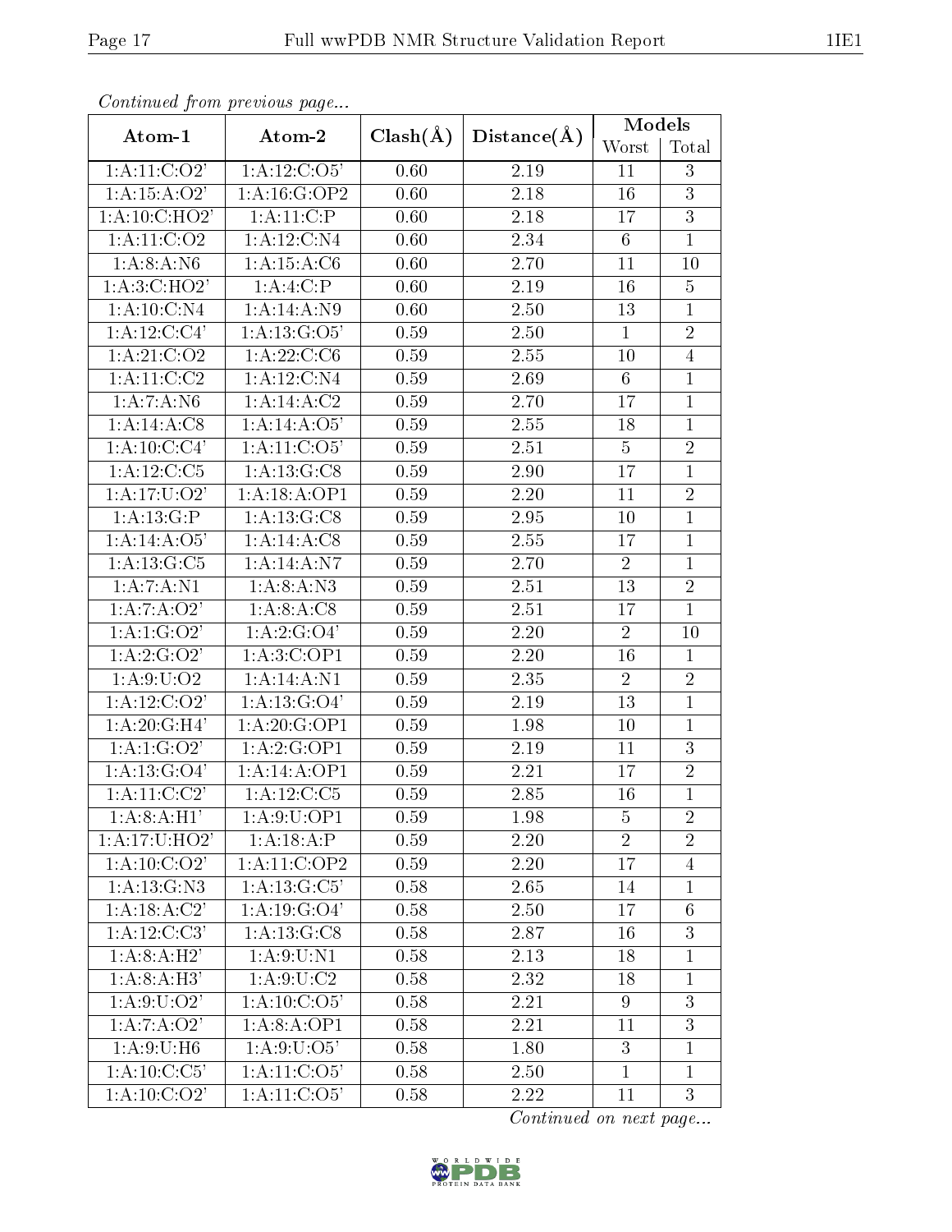*Continued from previous page...*

| Atom-1 | Atom-2 | Clash(Å) | Distance(Å) | Models | |
|---|---|---|---|---|---|
| | | | | Worst | Total |
| 1:A:11:C:O2' | 1:A:12:C:O5' | 0.60 | 2.19 | 11 | 3 |
| 1:A:15:A:O2' | 1:A:16:G:OP2 | 0.60 | 2.18 | 16 | 3 |
| 1:A:10:C:HO2' | 1:A:11:C:P | 0.60 | 2.18 | 17 | 3 |
| 1:A:11:C:O2 | 1:A:12:C:N4 | 0.60 | 2.34 | 6 | 1 |
| 1:A:8:A:N6 | 1:A:15:A:C6 | 0.60 | 2.70 | 11 | 10 |
| 1:A:3:C:HO2' | 1:A:4:C:P | 0.60 | 2.19 | 16 | 5 |
| 1:A:10:C:N4 | 1:A:14:A:N9 | 0.60 | 2.50 | 13 | 1 |
| 1:A:12:C:C4' | 1:A:13:G:O5' | 0.59 | 2.50 | 1 | 2 |
| 1:A:21:C:O2 | 1:A:22:C:C6 | 0.59 | 2.55 | 10 | 4 |
| 1:A:11:C:C2 | 1:A:12:C:N4 | 0.59 | 2.69 | 6 | 1 |
| 1:A:7:A:N6 | 1:A:14:A:C2 | 0.59 | 2.70 | 17 | 1 |
| 1:A:14:A:C8 | 1:A:14:A:O5' | 0.59 | 2.55 | 18 | 1 |
| 1:A:10:C:C4' | 1:A:11:C:O5' | 0.59 | 2.51 | 5 | 2 |
| 1:A:12:C:C5 | 1:A:13:G:C8 | 0.59 | 2.90 | 17 | 1 |
| 1:A:17:U:O2' | 1:A:18:A:OP1 | 0.59 | 2.20 | 11 | 2 |
| 1:A:13:G:P | 1:A:13:G:C8 | 0.59 | 2.95 | 10 | 1 |
| 1:A:14:A:O5' | 1:A:14:A:C8 | 0.59 | 2.55 | 17 | 1 |
| 1:A:13:G:C5 | 1:A:14:A:N7 | 0.59 | 2.70 | 2 | 1 |
| 1:A:7:A:N1 | 1:A:8:A:N3 | 0.59 | 2.51 | 13 | 2 |
| 1:A:7:A:O2' | 1:A:8:A:C8 | 0.59 | 2.51 | 17 | 1 |
| 1:A:1:G:O2' | 1:A:2:G:O4' | 0.59 | 2.20 | 2 | 10 |
| 1:A:2:G:O2' | 1:A:3:C:OP1 | 0.59 | 2.20 | 16 | 1 |
| 1:A:9:U:O2 | 1:A:14:A:N1 | 0.59 | 2.35 | 2 | 2 |
| 1:A:12:C:O2' | 1:A:13:G:O4' | 0.59 | 2.19 | 13 | 1 |
| 1:A:20:G:H4' | 1:A:20:G:OP1 | 0.59 | 1.98 | 10 | 1 |
| 1:A:1:G:O2' | 1:A:2:G:OP1 | 0.59 | 2.19 | 11 | 3 |
| 1:A:13:G:O4' | 1:A:14:A:OP1 | 0.59 | 2.21 | 17 | 2 |
| 1:A:11:C:C2' | 1:A:12:C:C5 | 0.59 | 2.85 | 16 | 1 |
| 1:A:8:A:H1' | 1:A:9:U:OP1 | 0.59 | 1.98 | 5 | 2 |
| 1:A:17:U:HO2' | 1:A:18:A:P | 0.59 | 2.20 | 2 | 2 |
| 1:A:10:C:O2' | 1:A:11:C:OP2 | 0.59 | 2.20 | 17 | 4 |
| 1:A:13:G:N3 | 1:A:13:G:C5' | 0.58 | 2.65 | 14 | 1 |
| 1:A:18:A:C2' | 1:A:19:G:O4' | 0.58 | 2.50 | 17 | 6 |
| 1:A:12:C:C3' | 1:A:13:G:C8 | 0.58 | 2.87 | 16 | 3 |
| 1:A:8:A:H2' | 1:A:9:U:N1 | 0.58 | 2.13 | 18 | 1 |
| 1:A:8:A:H3' | 1:A:9:U:C2 | 0.58 | 2.32 | 18 | 1 |
| 1:A:9:U:O2' | 1:A:10:C:O5' | 0.58 | 2.21 | 9 | 3 |
| 1:A:7:A:O2' | 1:A:8:A:OP1 | 0.58 | 2.21 | 11 | 3 |
| 1:A:9:U:H6 | 1:A:9:U:O5' | 0.58 | 1.80 | 3 | 1 |
| 1:A:10:C:C5' | 1:A:11:C:O5' | 0.58 | 2.50 | 1 | 1 |
| 1:A:10:C:O2' | 1:A:11:C:O5' | 0.58 | 2.22 | 11 | 3 |

*Continued on next page...*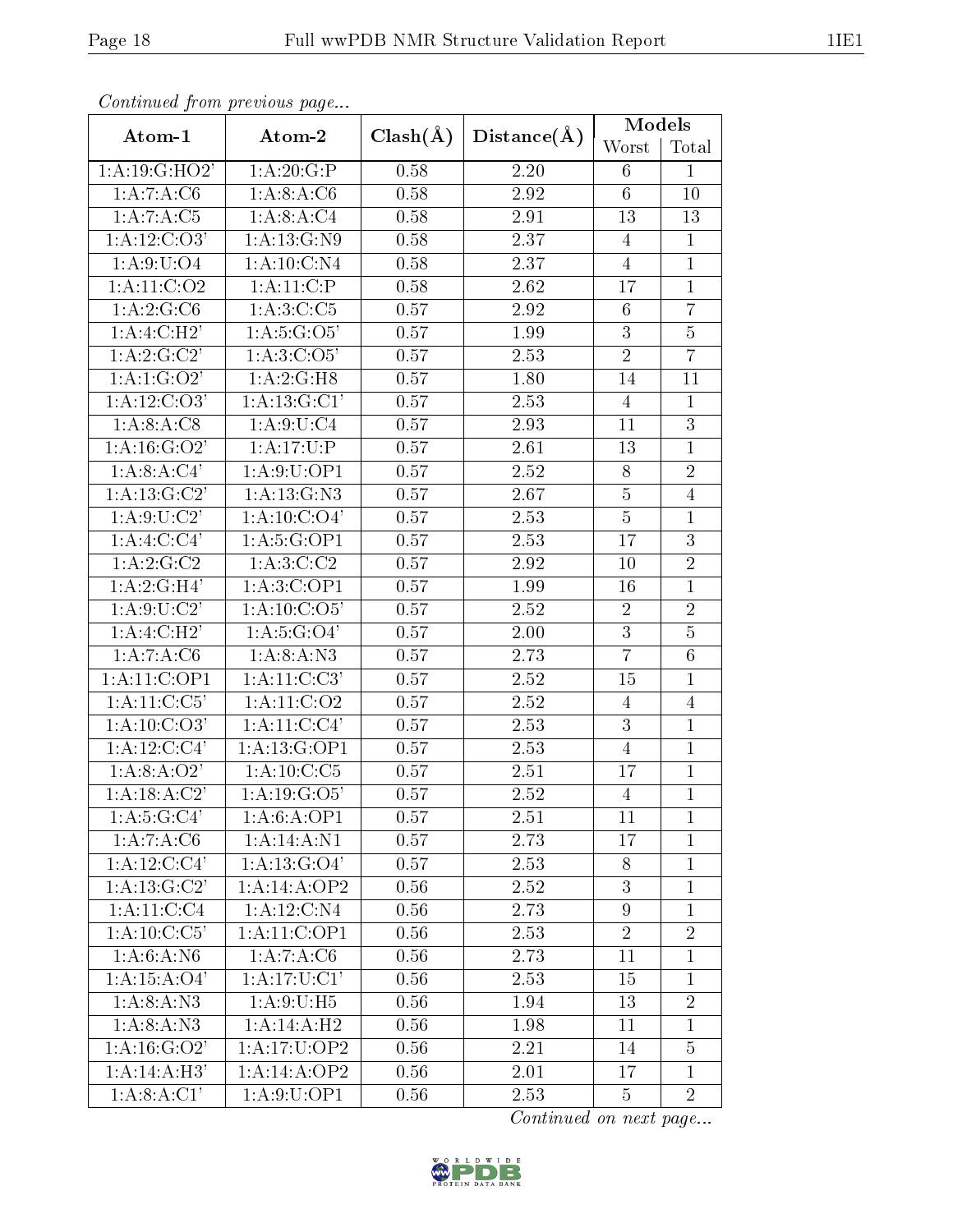*Continued from previous page...*

| Atom-1 | Atom-2 | Clash(Å) | Distance(Å) | Models | |
|---|---|---|---|---|---|
| | | | | Worst | Total |
| 1:A:19:G:HO2' | 1:A:20:G:P | 0.58 | 2.20 | 6 | 1 |
| 1:A:7:A:C6 | 1:A:8:A:C6 | 0.58 | 2.92 | 6 | 10 |
| 1:A:7:A:C5 | 1:A:8:A:C4 | 0.58 | 2.91 | 13 | 13 |
| 1:A:12:C:O3' | 1:A:13:G:N9 | 0.58 | 2.37 | 4 | 1 |
| 1:A:9:U:O4 | 1:A:10:C:N4 | 0.58 | 2.37 | 4 | 1 |
| 1:A:11:C:O2 | 1:A:11:C:P | 0.58 | 2.62 | 17 | 1 |
| 1:A:2:G:C6 | 1:A:3:C:C5 | 0.57 | 2.92 | 6 | 7 |
| 1:A:4:C:H2' | 1:A:5:G:O5' | 0.57 | 1.99 | 3 | 5 |
| 1:A:2:G:C2' | 1:A:3:C:O5' | 0.57 | 2.53 | 2 | 7 |
| 1:A:1:G:O2' | 1:A:2:G:H8 | 0.57 | 1.80 | 14 | 11 |
| 1:A:12:C:O3' | 1:A:13:G:C1' | 0.57 | 2.53 | 4 | 1 |
| 1:A:8:A:C8 | 1:A:9:U:C4 | 0.57 | 2.93 | 11 | 3 |
| 1:A:16:G:O2' | 1:A:17:U:P | 0.57 | 2.61 | 13 | 1 |
| 1:A:8:A:C4' | 1:A:9:U:OP1 | 0.57 | 2.52 | 8 | 2 |
| 1:A:13:G:C2' | 1:A:13:G:N3 | 0.57 | 2.67 | 5 | 4 |
| 1:A:9:U:C2' | 1:A:10:C:O4' | 0.57 | 2.53 | 5 | 1 |
| 1:A:4:C:C4' | 1:A:5:G:OP1 | 0.57 | 2.53 | 17 | 3 |
| 1:A:2:G:C2 | 1:A:3:C:C2 | 0.57 | 2.92 | 10 | 2 |
| 1:A:2:G:H4' | 1:A:3:C:OP1 | 0.57 | 1.99 | 16 | 1 |
| 1:A:9:U:C2' | 1:A:10:C:O5' | 0.57 | 2.52 | 2 | 2 |
| 1:A:4:C:H2' | 1:A:5:G:O4' | 0.57 | 2.00 | 3 | 5 |
| 1:A:7:A:C6 | 1:A:8:A:N3 | 0.57 | 2.73 | 7 | 6 |
| 1:A:11:C:OP1 | 1:A:11:C:C3' | 0.57 | 2.52 | 15 | 1 |
| 1:A:11:C:C5' | 1:A:11:C:O2 | 0.57 | 2.52 | 4 | 4 |
| 1:A:10:C:O3' | 1:A:11:C:C4' | 0.57 | 2.53 | 3 | 1 |
| 1:A:12:C:C4' | 1:A:13:G:OP1 | 0.57 | 2.53 | 4 | 1 |
| 1:A:8:A:O2' | 1:A:10:C:C5 | 0.57 | 2.51 | 17 | 1 |
| 1:A:18:A:C2' | 1:A:19:G:O5' | 0.57 | 2.52 | 4 | 1 |
| 1:A:5:G:C4' | 1:A:6:A:OP1 | 0.57 | 2.51 | 11 | 1 |
| 1:A:7:A:C6 | 1:A:14:A:N1 | 0.57 | 2.73 | 17 | 1 |
| 1:A:12:C:C4' | 1:A:13:G:O4' | 0.57 | 2.53 | 8 | 1 |
| 1:A:13:G:C2' | 1:A:14:A:OP2 | 0.56 | 2.52 | 3 | 1 |
| 1:A:11:C:C4 | 1:A:12:C:N4 | 0.56 | 2.73 | 9 | 1 |
| 1:A:10:C:C5' | 1:A:11:C:OP1 | 0.56 | 2.53 | 2 | 2 |
| 1:A:6:A:N6 | 1:A:7:A:C6 | 0.56 | 2.73 | 11 | 1 |
| 1:A:15:A:O4' | 1:A:17:U:C1' | 0.56 | 2.53 | 15 | 1 |
| 1:A:8:A:N3 | 1:A:9:U:H5 | 0.56 | 1.94 | 13 | 2 |
| 1:A:8:A:N3 | 1:A:14:A:H2 | 0.56 | 1.98 | 11 | 1 |
| 1:A:16:G:O2' | 1:A:17:U:OP2 | 0.56 | 2.21 | 14 | 5 |
| 1:A:14:A:H3' | 1:A:14:A:OP2 | 0.56 | 2.01 | 17 | 1 |
| 1:A:8:A:C1' | 1:A:9:U:OP1 | 0.56 | 2.53 | 5 | 2 |

*Continued on next page...*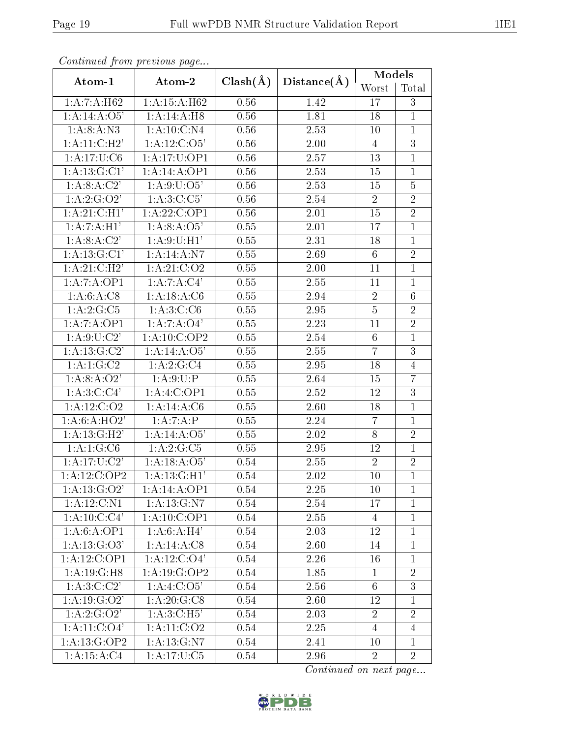*Continued from previous page...*

| Atom-1 | Atom-2 | Clash(Å) | Distance(Å) | Models | |
|---|---|---|---|---|---|
| | | | | Worst | Total |
| 1:A:7:A:H62 | 1:A:15:A:H62 | 0.56 | 1.42 | 17 | 3 |
| 1:A:14:A:O5' | 1:A:14:A:H8 | 0.56 | 1.81 | 18 | 1 |
| 1:A:8:A:N3 | 1:A:10:C:N4 | 0.56 | 2.53 | 10 | 1 |
| 1:A:11:C:H2' | 1:A:12:C:O5' | 0.56 | 2.00 | 4 | 3 |
| 1:A:17:U:C6 | 1:A:17:U:OP1 | 0.56 | 2.57 | 13 | 1 |
| 1:A:13:G:C1' | 1:A:14:A:OP1 | 0.56 | 2.53 | 15 | 1 |
| 1:A:8:A:C2' | 1:A:9:U:O5' | 0.56 | 2.53 | 15 | 5 |
| 1:A:2:G:O2' | 1:A:3:C:C5' | 0.56 | 2.54 | 2 | 2 |
| 1:A:21:C:H1' | 1:A:22:C:OP1 | 0.56 | 2.01 | 15 | 2 |
| 1:A:7:A:H1' | 1:A:8:A:O5' | 0.55 | 2.01 | 17 | 1 |
| 1:A:8:A:C2' | 1:A:9:U:H1' | 0.55 | 2.31 | 18 | 1 |
| 1:A:13:G:C1' | 1:A:14:A:N7 | 0.55 | 2.69 | 6 | 2 |
| 1:A:21:C:H2' | 1:A:21:C:O2 | 0.55 | 2.00 | 11 | 1 |
| 1:A:7:A:OP1 | 1:A:7:A:C4' | 0.55 | 2.55 | 11 | 1 |
| 1:A:6:A:C8 | 1:A:18:A:C6 | 0.55 | 2.94 | 2 | 6 |
| 1:A:2:G:C5 | 1:A:3:C:C6 | 0.55 | 2.95 | 5 | 2 |
| 1:A:7:A:OP1 | 1:A:7:A:O4' | 0.55 | 2.23 | 11 | 2 |
| 1:A:9:U:C2' | 1:A:10:C:OP2 | 0.55 | 2.54 | 6 | 1 |
| 1:A:13:G:C2' | 1:A:14:A:O5' | 0.55 | 2.55 | 7 | 3 |
| 1:A:1:G:C2 | 1:A:2:G:C4 | 0.55 | 2.95 | 18 | 4 |
| 1:A:8:A:O2' | 1:A:9:U:P | 0.55 | 2.64 | 15 | 7 |
| 1:A:3:C:C4' | 1:A:4:C:OP1 | 0.55 | 2.52 | 12 | 3 |
| 1:A:12:C:O2 | 1:A:14:A:C6 | 0.55 | 2.60 | 18 | 1 |
| 1:A:6:A:HO2' | 1:A:7:A:P | 0.55 | 2.24 | 7 | 1 |
| 1:A:13:G:H2' | 1:A:14:A:O5' | 0.55 | 2.02 | 8 | 2 |
| 1:A:1:G:C6 | 1:A:2:G:C5 | 0.55 | 2.95 | 12 | 1 |
| 1:A:17:U:C2' | 1:A:18:A:O5' | 0.54 | 2.55 | 2 | 2 |
| 1:A:12:C:OP2 | 1:A:13:G:H1' | 0.54 | 2.02 | 10 | 1 |
| 1:A:13:G:O2' | 1:A:14:A:OP1 | 0.54 | 2.25 | 10 | 1 |
| 1:A:12:C:N1 | 1:A:13:G:N7 | 0.54 | 2.54 | 17 | 1 |
| 1:A:10:C:C4' | 1:A:10:C:OP1 | 0.54 | 2.55 | 4 | 1 |
| 1:A:6:A:OP1 | 1:A:6:A:H4' | 0.54 | 2.03 | 12 | 1 |
| 1:A:13:G:O3' | 1:A:14:A:C8 | 0.54 | 2.60 | 14 | 1 |
| 1:A:12:C:OP1 | 1:A:12:C:O4' | 0.54 | 2.26 | 16 | 1 |
| 1:A:19:G:H8 | 1:A:19:G:OP2 | 0.54 | 1.85 | 1 | 2 |
| 1:A:3:C:C2' | 1:A:4:C:O5' | 0.54 | 2.56 | 6 | 3 |
| 1:A:19:G:O2' | 1:A:20:G:C8 | 0.54 | 2.60 | 12 | 1 |
| 1:A:2:G:O2' | 1:A:3:C:H5' | 0.54 | 2.03 | 2 | 2 |
| 1:A:11:C:O4' | 1:A:11:C:O2 | 0.54 | 2.25 | 4 | 4 |
| 1:A:13:G:OP2 | 1:A:13:G:N7 | 0.54 | 2.41 | 10 | 1 |
| 1:A:15:A:C4 | 1:A:17:U:C5 | 0.54 | 2.96 | 2 | 2 |

*Continued on next page...*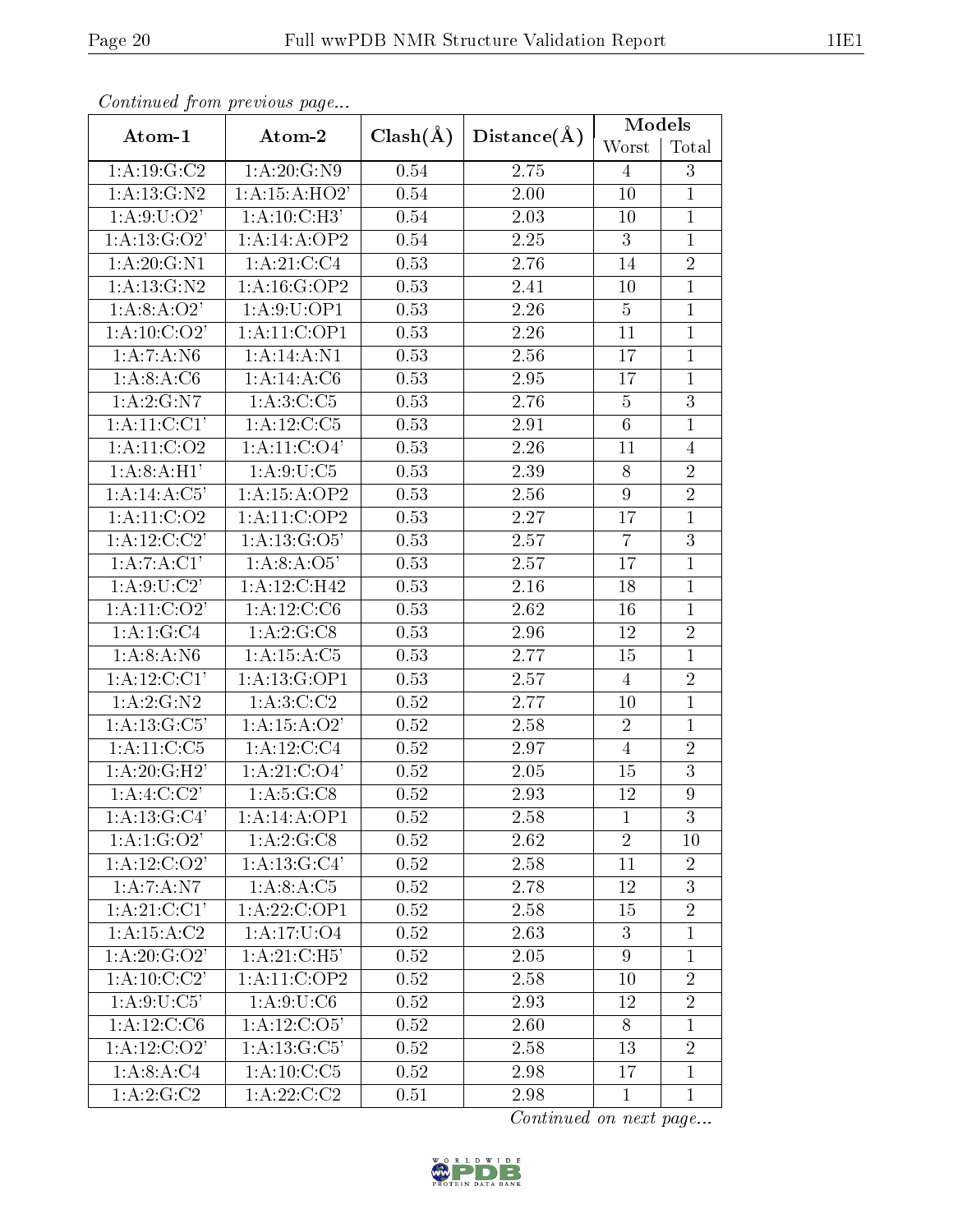*Continued from previous page...*

| Atom-1 | Atom-2 | Clash(Å) | Distance(Å) | Models | |
|---|---|---|---|---|---|
| | | | | Worst | Total |
| 1:A:19:G:C2 | 1:A:20:G:N9 | 0.54 | 2.75 | 4 | 3 |
| 1:A:13:G:N2 | 1:A:15:A:HO2' | 0.54 | 2.00 | 10 | 1 |
| 1:A:9:U:O2' | 1:A:10:C:H3' | 0.54 | 2.03 | 10 | 1 |
| 1:A:13:G:O2' | 1:A:14:A:OP2 | 0.54 | 2.25 | 3 | 1 |
| 1:A:20:G:N1 | 1:A:21:C:C4 | 0.53 | 2.76 | 14 | 2 |
| 1:A:13:G:N2 | 1:A:16:G:OP2 | 0.53 | 2.41 | 10 | 1 |
| 1:A:8:A:O2' | 1:A:9:U:OP1 | 0.53 | 2.26 | 5 | 1 |
| 1:A:10:C:O2' | 1:A:11:C:OP1 | 0.53 | 2.26 | 11 | 1 |
| 1:A:7:A:N6 | 1:A:14:A:N1 | 0.53 | 2.56 | 17 | 1 |
| 1:A:8:A:C6 | 1:A:14:A:C6 | 0.53 | 2.95 | 17 | 1 |
| 1:A:2:G:N7 | 1:A:3:C:C5 | 0.53 | 2.76 | 5 | 3 |
| 1:A:11:C:C1' | 1:A:12:C:C5 | 0.53 | 2.91 | 6 | 1 |
| 1:A:11:C:O2 | 1:A:11:C:O4' | 0.53 | 2.26 | 11 | 4 |
| 1:A:8:A:H1' | 1:A:9:U:C5 | 0.53 | 2.39 | 8 | 2 |
| 1:A:14:A:C5' | 1:A:15:A:OP2 | 0.53 | 2.56 | 9 | 2 |
| 1:A:11:C:O2 | 1:A:11:C:OP2 | 0.53 | 2.27 | 17 | 1 |
| 1:A:12:C:C2' | 1:A:13:G:O5' | 0.53 | 2.57 | 7 | 3 |
| 1:A:7:A:C1' | 1:A:8:A:O5' | 0.53 | 2.57 | 17 | 1 |
| 1:A:9:U:C2' | 1:A:12:C:H42 | 0.53 | 2.16 | 18 | 1 |
| 1:A:11:C:O2' | 1:A:12:C:C6 | 0.53 | 2.62 | 16 | 1 |
| 1:A:1:G:C4 | 1:A:2:G:C8 | 0.53 | 2.96 | 12 | 2 |
| 1:A:8:A:N6 | 1:A:15:A:C5 | 0.53 | 2.77 | 15 | 1 |
| 1:A:12:C:C1' | 1:A:13:G:OP1 | 0.53 | 2.57 | 4 | 2 |
| 1:A:2:G:N2 | 1:A:3:C:C2 | 0.52 | 2.77 | 10 | 1 |
| 1:A:13:G:C5' | 1:A:15:A:O2' | 0.52 | 2.58 | 2 | 1 |
| 1:A:11:C:C5 | 1:A:12:C:C4 | 0.52 | 2.97 | 4 | 2 |
| 1:A:20:G:H2' | 1:A:21:C:O4' | 0.52 | 2.05 | 15 | 3 |
| 1:A:4:C:C2' | 1:A:5:G:C8 | 0.52 | 2.93 | 12 | 9 |
| 1:A:13:G:C4' | 1:A:14:A:OP1 | 0.52 | 2.58 | 1 | 3 |
| 1:A:1:G:O2' | 1:A:2:G:C8 | 0.52 | 2.62 | 2 | 10 |
| 1:A:12:C:O2' | 1:A:13:G:C4' | 0.52 | 2.58 | 11 | 2 |
| 1:A:7:A:N7 | 1:A:8:A:C5 | 0.52 | 2.78 | 12 | 3 |
| 1:A:21:C:C1' | 1:A:22:C:OP1 | 0.52 | 2.58 | 15 | 2 |
| 1:A:15:A:C2 | 1:A:17:U:O4 | 0.52 | 2.63 | 3 | 1 |
| 1:A:20:G:O2' | 1:A:21:C:H5' | 0.52 | 2.05 | 9 | 1 |
| 1:A:10:C:C2' | 1:A:11:C:OP2 | 0.52 | 2.58 | 10 | 2 |
| 1:A:9:U:C5' | 1:A:9:U:C6 | 0.52 | 2.93 | 12 | 2 |
| 1:A:12:C:C6 | 1:A:12:C:O5' | 0.52 | 2.60 | 8 | 1 |
| 1:A:12:C:O2' | 1:A:13:G:C5' | 0.52 | 2.58 | 13 | 2 |
| 1:A:8:A:C4 | 1:A:10:C:C5 | 0.52 | 2.98 | 17 | 1 |
| 1:A:2:G:C2 | 1:A:22:C:C2 | 0.51 | 2.98 | 1 | 1 |

*Continued on next page...*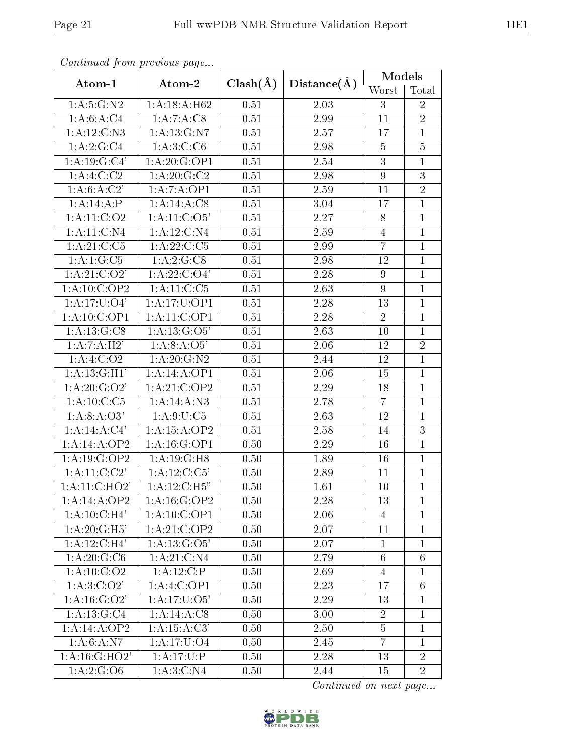*Continued from previous page...*

| Atom-1 | Atom-2 | Clash(Å) | Distance(Å) | Models | |
|---|---|---|---|---|---|
| | | | | Worst | Total |
| 1:A:5:G:N2 | 1:A:18:A:H62 | 0.51 | 2.03 | 3 | 2 |
| 1:A:6:A:C4 | 1:A:7:A:C8 | 0.51 | 2.99 | 11 | 2 |
| 1:A:12:C:N3 | 1:A:13:G:N7 | 0.51 | 2.57 | 17 | 1 |
| 1:A:2:G:C4 | 1:A:3:C:C6 | 0.51 | 2.98 | 5 | 5 |
| 1:A:19:G:C4' | 1:A:20:G:OP1 | 0.51 | 2.54 | 3 | 1 |
| 1:A:4:C:C2 | 1:A:20:G:C2 | 0.51 | 2.98 | 9 | 3 |
| 1:A:6:A:C2' | 1:A:7:A:OP1 | 0.51 | 2.59 | 11 | 2 |
| 1:A:14:A:P | 1:A:14:A:C8 | 0.51 | 3.04 | 17 | 1 |
| 1:A:11:C:O2 | 1:A:11:C:O5' | 0.51 | 2.27 | 8 | 1 |
| 1:A:11:C:N4 | 1:A:12:C:N4 | 0.51 | 2.59 | 4 | 1 |
| 1:A:21:C:C5 | 1:A:22:C:C5 | 0.51 | 2.99 | 7 | 1 |
| 1:A:1:G:C5 | 1:A:2:G:C8 | 0.51 | 2.98 | 12 | 1 |
| 1:A:21:C:O2' | 1:A:22:C:O4' | 0.51 | 2.28 | 9 | 1 |
| 1:A:10:C:OP2 | 1:A:11:C:C5 | 0.51 | 2.63 | 9 | 1 |
| 1:A:17:U:O4' | 1:A:17:U:OP1 | 0.51 | 2.28 | 13 | 1 |
| 1:A:10:C:OP1 | 1:A:11:C:OP1 | 0.51 | 2.28 | 2 | 1 |
| 1:A:13:G:C8 | 1:A:13:G:O5' | 0.51 | 2.63 | 10 | 1 |
| 1:A:7:A:H2' | 1:A:8:A:O5' | 0.51 | 2.06 | 12 | 2 |
| 1:A:4:C:O2 | 1:A:20:G:N2 | 0.51 | 2.44 | 12 | 1 |
| 1:A:13:G:H1' | 1:A:14:A:OP1 | 0.51 | 2.06 | 15 | 1 |
| 1:A:20:G:O2' | 1:A:21:C:OP2 | 0.51 | 2.29 | 18 | 1 |
| 1:A:10:C:C5 | 1:A:14:A:N3 | 0.51 | 2.78 | 7 | 1 |
| 1:A:8:A:O3' | 1:A:9:U:C5 | 0.51 | 2.63 | 12 | 1 |
| 1:A:14:A:C4' | 1:A:15:A:OP2 | 0.51 | 2.58 | 14 | 3 |
| 1:A:14:A:OP2 | 1:A:16:G:OP1 | 0.50 | 2.29 | 16 | 1 |
| 1:A:19:G:OP2 | 1:A:19:G:H8 | 0.50 | 1.89 | 16 | 1 |
| 1:A:11:C:C2' | 1:A:12:C:C5' | 0.50 | 2.89 | 11 | 1 |
| 1:A:11:C:HO2' | 1:A:12:C:H5" | 0.50 | 1.61 | 10 | 1 |
| 1:A:14:A:OP2 | 1:A:16:G:OP2 | 0.50 | 2.28 | 13 | 1 |
| 1:A:10:C:H4' | 1:A:10:C:OP1 | 0.50 | 2.06 | 4 | 1 |
| 1:A:20:G:H5' | 1:A:21:C:OP2 | 0.50 | 2.07 | 11 | 1 |
| 1:A:12:C:H4' | 1:A:13:G:O5' | 0.50 | 2.07 | 1 | 1 |
| 1:A:20:G:C6 | 1:A:21:C:N4 | 0.50 | 2.79 | 6 | 6 |
| 1:A:10:C:O2 | 1:A:12:C:P | 0.50 | 2.69 | 4 | 1 |
| 1:A:3:C:O2' | 1:A:4:C:OP1 | 0.50 | 2.23 | 17 | 6 |
| 1:A:16:G:O2' | 1:A:17:U:O5' | 0.50 | 2.29 | 13 | 1 |
| 1:A:13:G:C4 | 1:A:14:A:C8 | 0.50 | 3.00 | 2 | 1 |
| 1:A:14:A:OP2 | 1:A:15:A:C3' | 0.50 | 2.50 | 5 | 1 |
| 1:A:6:A:N7 | 1:A:17:U:O4 | 0.50 | 2.45 | 7 | 1 |
| 1:A:16:G:HO2' | 1:A:17:U:P | 0.50 | 2.28 | 13 | 2 |
| 1:A:2:G:O6 | 1:A:3:C:N4 | 0.50 | 2.44 | 15 | 2 |

*Continued on next page...*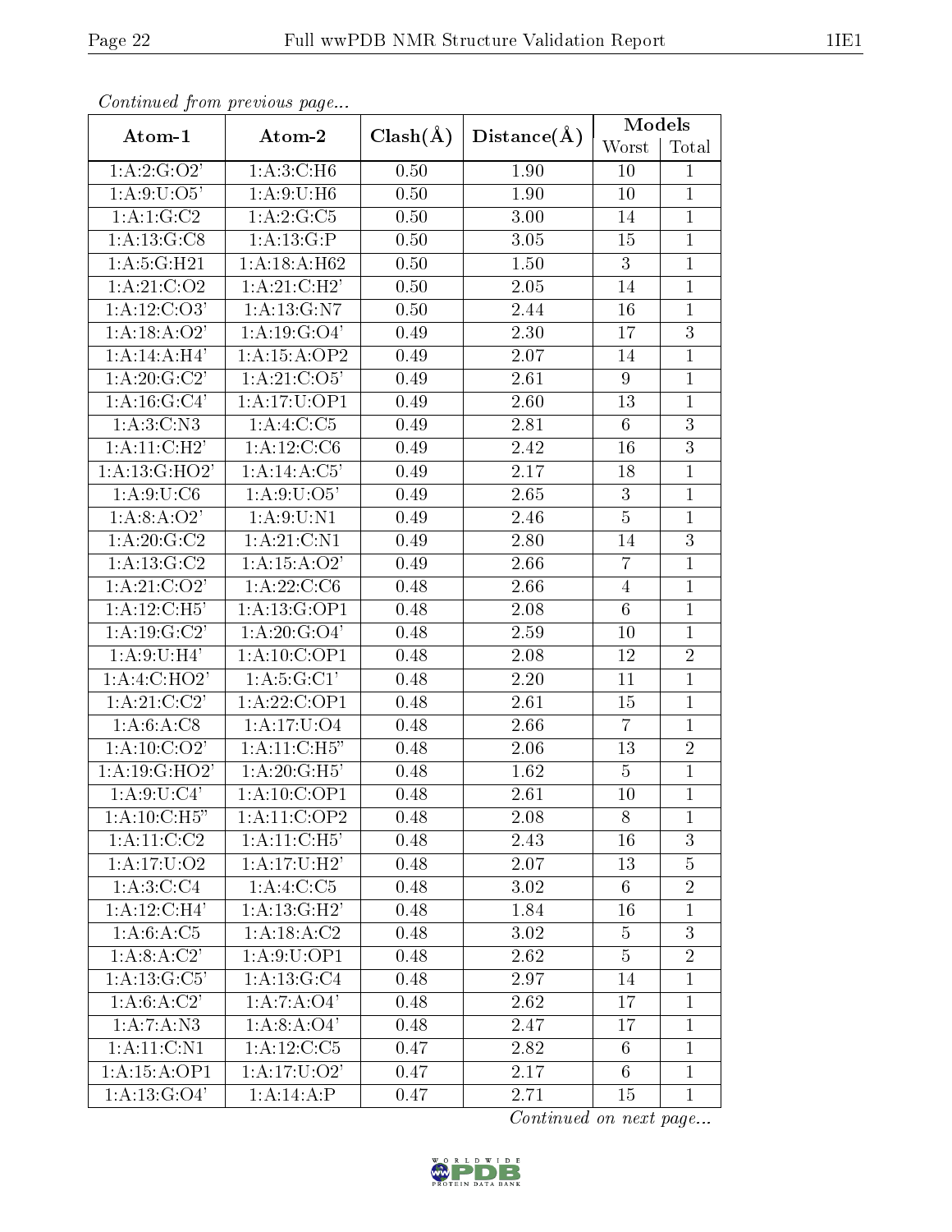*Continued from previous page...*

| Atom-1 | Atom-2 | Clash(Å) | Distance(Å) | Models | |
|---|---|---|---|---|---|
| | | | | Worst | Total |
| 1:A:2:G:O2' | 1:A:3:C:H6 | 0.50 | 1.90 | 10 | 1 |
| 1:A:9:U:O5' | 1:A:9:U:H6 | 0.50 | 1.90 | 10 | 1 |
| 1:A:1:G:C2 | 1:A:2:G:C5 | 0.50 | 3.00 | 14 | 1 |
| 1:A:13:G:C8 | 1:A:13:G:P | 0.50 | 3.05 | 15 | 1 |
| 1:A:5:G:H21 | 1:A:18:A:H62 | 0.50 | 1.50 | 3 | 1 |
| 1:A:21:C:O2 | 1:A:21:C:H2' | 0.50 | 2.05 | 14 | 1 |
| 1:A:12:C:O3' | 1:A:13:G:N7 | 0.50 | 2.44 | 16 | 1 |
| 1:A:18:A:O2' | 1:A:19:G:O4' | 0.49 | 2.30 | 17 | 3 |
| 1:A:14:A:H4' | 1:A:15:A:OP2 | 0.49 | 2.07 | 14 | 1 |
| 1:A:20:G:C2' | 1:A:21:C:O5' | 0.49 | 2.61 | 9 | 1 |
| 1:A:16:G:C4' | 1:A:17:U:OP1 | 0.49 | 2.60 | 13 | 1 |
| 1:A:3:C:N3 | 1:A:4:C:C5 | 0.49 | 2.81 | 6 | 3 |
| 1:A:11:C:H2' | 1:A:12:C:C6 | 0.49 | 2.42 | 16 | 3 |
| 1:A:13:G:HO2' | 1:A:14:A:C5' | 0.49 | 2.17 | 18 | 1 |
| 1:A:9:U:C6 | 1:A:9:U:O5' | 0.49 | 2.65 | 3 | 1 |
| 1:A:8:A:O2' | 1:A:9:U:N1 | 0.49 | 2.46 | 5 | 1 |
| 1:A:20:G:C2 | 1:A:21:C:N1 | 0.49 | 2.80 | 14 | 3 |
| 1:A:13:G:C2 | 1:A:15:A:O2' | 0.49 | 2.66 | 7 | 1 |
| 1:A:21:C:O2' | 1:A:22:C:C6 | 0.48 | 2.66 | 4 | 1 |
| 1:A:12:C:H5' | 1:A:13:G:OP1 | 0.48 | 2.08 | 6 | 1 |
| 1:A:19:G:C2' | 1:A:20:G:O4' | 0.48 | 2.59 | 10 | 1 |
| 1:A:9:U:H4' | 1:A:10:C:OP1 | 0.48 | 2.08 | 12 | 2 |
| 1:A:4:C:HO2' | 1:A:5:G:C1' | 0.48 | 2.20 | 11 | 1 |
| 1:A:21:C:C2' | 1:A:22:C:OP1 | 0.48 | 2.61 | 15 | 1 |
| 1:A:6:A:C8 | 1:A:17:U:O4 | 0.48 | 2.66 | 7 | 1 |
| 1:A:10:C:O2' | 1:A:11:C:H5" | 0.48 | 2.06 | 13 | 2 |
| 1:A:19:G:HO2' | 1:A:20:G:H5' | 0.48 | 1.62 | 5 | 1 |
| 1:A:9:U:C4' | 1:A:10:C:OP1 | 0.48 | 2.61 | 10 | 1 |
| 1:A:10:C:H5" | 1:A:11:C:OP2 | 0.48 | 2.08 | 8 | 1 |
| 1:A:11:C:C2 | 1:A:11:C:H5' | 0.48 | 2.43 | 16 | 3 |
| 1:A:17:U:O2 | 1:A:17:U:H2' | 0.48 | 2.07 | 13 | 5 |
| 1:A:3:C:C4 | 1:A:4:C:C5 | 0.48 | 3.02 | 6 | 2 |
| 1:A:12:C:H4' | 1:A:13:G:H2' | 0.48 | 1.84 | 16 | 1 |
| 1:A:6:A:C5 | 1:A:18:A:C2 | 0.48 | 3.02 | 5 | 3 |
| 1:A:8:A:C2' | 1:A:9:U:OP1 | 0.48 | 2.62 | 5 | 2 |
| 1:A:13:G:C5' | 1:A:13:G:C4 | 0.48 | 2.97 | 14 | 1 |
| 1:A:6:A:C2' | 1:A:7:A:O4' | 0.48 | 2.62 | 17 | 1 |
| 1:A:7:A:N3 | 1:A:8:A:O4' | 0.48 | 2.47 | 17 | 1 |
| 1:A:11:C:N1 | 1:A:12:C:C5 | 0.47 | 2.82 | 6 | 1 |
| 1:A:15:A:OP1 | 1:A:17:U:O2' | 0.47 | 2.17 | 6 | 1 |
| 1:A:13:G:O4' | 1:A:14:A:P | 0.47 | 2.71 | 15 | 1 |

*Continued on next page...*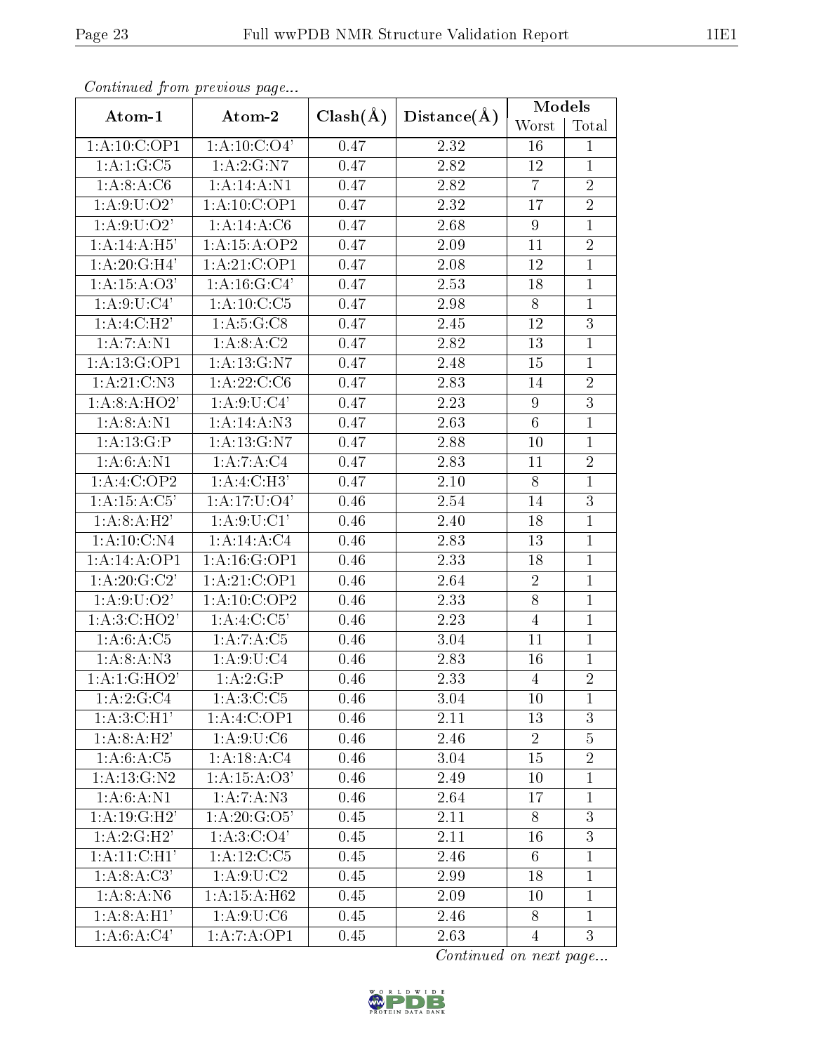*Continued from previous page...*

| Atom-1 | Atom-2 | Clash(Å) | Distance(Å) | Models | |
|---|---|---|---|---|---|
| | | | | Worst | Total |
| 1:A:10:C:OP1 | 1:A:10:C:O4' | 0.47 | 2.32 | 16 | 1 |
| 1:A:1:G:C5 | 1:A:2:G:N7 | 0.47 | 2.82 | 12 | 1 |
| 1:A:8:A:C6 | 1:A:14:A:N1 | 0.47 | 2.82 | 7 | 2 |
| 1:A:9:U:O2' | 1:A:10:C:OP1 | 0.47 | 2.32 | 17 | 2 |
| 1:A:9:U:O2' | 1:A:14:A:C6 | 0.47 | 2.68 | 9 | 1 |
| 1:A:14:A:H5' | 1:A:15:A:OP2 | 0.47 | 2.09 | 11 | 2 |
| 1:A:20:G:H4' | 1:A:21:C:OP1 | 0.47 | 2.08 | 12 | 1 |
| 1:A:15:A:O3' | 1:A:16:G:C4' | 0.47 | 2.53 | 18 | 1 |
| 1:A:9:U:C4' | 1:A:10:C:C5 | 0.47 | 2.98 | 8 | 1 |
| 1:A:4:C:H2' | 1:A:5:G:C8 | 0.47 | 2.45 | 12 | 3 |
| 1:A:7:A:N1 | 1:A:8:A:C2 | 0.47 | 2.82 | 13 | 1 |
| 1:A:13:G:OP1 | 1:A:13:G:N7 | 0.47 | 2.48 | 15 | 1 |
| 1:A:21:C:N3 | 1:A:22:C:C6 | 0.47 | 2.83 | 14 | 2 |
| 1:A:8:A:HO2' | 1:A:9:U:C4' | 0.47 | 2.23 | 9 | 3 |
| 1:A:8:A:N1 | 1:A:14:A:N3 | 0.47 | 2.63 | 6 | 1 |
| 1:A:13:G:P | 1:A:13:G:N7 | 0.47 | 2.88 | 10 | 1 |
| 1:A:6:A:N1 | 1:A:7:A:C4 | 0.47 | 2.83 | 11 | 2 |
| 1:A:4:C:OP2 | 1:A:4:C:H3' | 0.47 | 2.10 | 8 | 1 |
| 1:A:15:A:C5' | 1:A:17:U:O4' | 0.46 | 2.54 | 14 | 3 |
| 1:A:8:A:H2' | 1:A:9:U:C1' | 0.46 | 2.40 | 18 | 1 |
| 1:A:10:C:N4 | 1:A:14:A:C4 | 0.46 | 2.83 | 13 | 1 |
| 1:A:14:A:OP1 | 1:A:16:G:OP1 | 0.46 | 2.33 | 18 | 1 |
| 1:A:20:G:C2' | 1:A:21:C:OP1 | 0.46 | 2.64 | 2 | 1 |
| 1:A:9:U:O2' | 1:A:10:C:OP2 | 0.46 | 2.33 | 8 | 1 |
| 1:A:3:C:HO2' | 1:A:4:C:C5' | 0.46 | 2.23 | 4 | 1 |
| 1:A:6:A:C5 | 1:A:7:A:C5 | 0.46 | 3.04 | 11 | 1 |
| 1:A:8:A:N3 | 1:A:9:U:C4 | 0.46 | 2.83 | 16 | 1 |
| 1:A:1:G:HO2' | 1:A:2:G:P | 0.46 | 2.33 | 4 | 2 |
| 1:A:2:G:C4 | 1:A:3:C:C5 | 0.46 | 3.04 | 10 | 1 |
| 1:A:3:C:H1' | 1:A:4:C:OP1 | 0.46 | 2.11 | 13 | 3 |
| 1:A:8:A:H2' | 1:A:9:U:C6 | 0.46 | 2.46 | 2 | 5 |
| 1:A:6:A:C5 | 1:A:18:A:C4 | 0.46 | 3.04 | 15 | 2 |
| 1:A:13:G:N2 | 1:A:15:A:O3' | 0.46 | 2.49 | 10 | 1 |
| 1:A:6:A:N1 | 1:A:7:A:N3 | 0.46 | 2.64 | 17 | 1 |
| 1:A:19:G:H2' | 1:A:20:G:O5' | 0.45 | 2.11 | 8 | 3 |
| 1:A:2:G:H2' | 1:A:3:C:O4' | 0.45 | 2.11 | 16 | 3 |
| 1:A:11:C:H1' | 1:A:12:C:C5 | 0.45 | 2.46 | 6 | 1 |
| 1:A:8:A:C3' | 1:A:9:U:C2 | 0.45 | 2.99 | 18 | 1 |
| 1:A:8:A:N6 | 1:A:15:A:H62 | 0.45 | 2.09 | 10 | 1 |
| 1:A:8:A:H1' | 1:A:9:U:C6 | 0.45 | 2.46 | 8 | 1 |
| 1:A:6:A:C4' | 1:A:7:A:OP1 | 0.45 | 2.63 | 4 | 3 |

*Continued on next page...*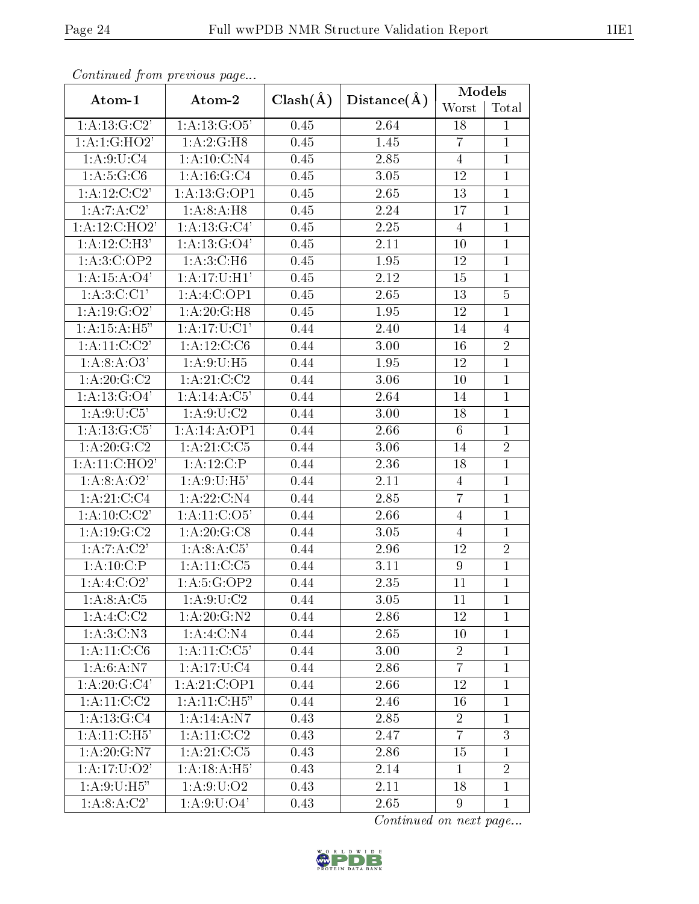*Continued from previous page...*

| Atom-1 | Atom-2 | Clash(Å) | Distance(Å) | Models | |
|---|---|---|---|---|---|
| | | | | Worst | Total |
| 1:A:13:G:C2' | 1:A:13:G:O5' | 0.45 | 2.64 | 18 | 1 |
| 1:A:1:G:HO2' | 1:A:2:G:H8 | 0.45 | 1.45 | 7 | 1 |
| 1:A:9:U:C4 | 1:A:10:C:N4 | 0.45 | 2.85 | 4 | 1 |
| 1:A:5:G:C6 | 1:A:16:G:C4 | 0.45 | 3.05 | 12 | 1 |
| 1:A:12:C:C2' | 1:A:13:G:OP1 | 0.45 | 2.65 | 13 | 1 |
| 1:A:7:A:C2' | 1:A:8:A:H8 | 0.45 | 2.24 | 17 | 1 |
| 1:A:12:C:HO2' | 1:A:13:G:C4' | 0.45 | 2.25 | 4 | 1 |
| 1:A:12:C:H3' | 1:A:13:G:O4' | 0.45 | 2.11 | 10 | 1 |
| 1:A:3:C:OP2 | 1:A:3:C:H6 | 0.45 | 1.95 | 12 | 1 |
| 1:A:15:A:O4' | 1:A:17:U:H1' | 0.45 | 2.12 | 15 | 1 |
| 1:A:3:C:C1' | 1:A:4:C:OP1 | 0.45 | 2.65 | 13 | 5 |
| 1:A:19:G:O2' | 1:A:20:G:H8 | 0.45 | 1.95 | 12 | 1 |
| 1:A:15:A:H5" | 1:A:17:U:C1' | 0.44 | 2.40 | 14 | 4 |
| 1:A:11:C:C2' | 1:A:12:C:C6 | 0.44 | 3.00 | 16 | 2 |
| 1:A:8:A:O3' | 1:A:9:U:H5 | 0.44 | 1.95 | 12 | 1 |
| 1:A:20:G:C2 | 1:A:21:C:C2 | 0.44 | 3.06 | 10 | 1 |
| 1:A:13:G:O4' | 1:A:14:A:C5' | 0.44 | 2.64 | 14 | 1 |
| 1:A:9:U:C5' | 1:A:9:U:C2 | 0.44 | 3.00 | 18 | 1 |
| 1:A:13:G:C5' | 1:A:14:A:OP1 | 0.44 | 2.66 | 6 | 1 |
| 1:A:20:G:C2 | 1:A:21:C:C5 | 0.44 | 3.06 | 14 | 2 |
| 1:A:11:C:HO2' | 1:A:12:C:P | 0.44 | 2.36 | 18 | 1 |
| 1:A:8:A:O2' | 1:A:9:U:H5' | 0.44 | 2.11 | 4 | 1 |
| 1:A:21:C:C4 | 1:A:22:C:N4 | 0.44 | 2.85 | 7 | 1 |
| 1:A:10:C:C2' | 1:A:11:C:O5' | 0.44 | 2.66 | 4 | 1 |
| 1:A:19:G:C2 | 1:A:20:G:C8 | 0.44 | 3.05 | 4 | 1 |
| 1:A:7:A:C2' | 1:A:8:A:C5' | 0.44 | 2.96 | 12 | 2 |
| 1:A:10:C:P | 1:A:11:C:C5 | 0.44 | 3.11 | 9 | 1 |
| 1:A:4:C:O2' | 1:A:5:G:OP2 | 0.44 | 2.35 | 11 | 1 |
| 1:A:8:A:C5 | 1:A:9:U:C2 | 0.44 | 3.05 | 11 | 1 |
| 1:A:4:C:C2 | 1:A:20:G:N2 | 0.44 | 2.86 | 12 | 1 |
| 1:A:3:C:N3 | 1:A:4:C:N4 | 0.44 | 2.65 | 10 | 1 |
| 1:A:11:C:C6 | 1:A:11:C:C5' | 0.44 | 3.00 | 2 | 1 |
| 1:A:6:A:N7 | 1:A:17:U:C4 | 0.44 | 2.86 | 7 | 1 |
| 1:A:20:G:C4' | 1:A:21:C:OP1 | 0.44 | 2.66 | 12 | 1 |
| 1:A:11:C:C2 | 1:A:11:C:H5" | 0.44 | 2.46 | 16 | 1 |
| 1:A:13:G:C4 | 1:A:14:A:N7 | 0.43 | 2.85 | 2 | 1 |
| 1:A:11:C:H5' | 1:A:11:C:C2 | 0.43 | 2.47 | 7 | 3 |
| 1:A:20:G:N7 | 1:A:21:C:C5 | 0.43 | 2.86 | 15 | 1 |
| 1:A:17:U:O2' | 1:A:18:A:H5' | 0.43 | 2.14 | 1 | 2 |
| 1:A:9:U:H5" | 1:A:9:U:O2 | 0.43 | 2.11 | 18 | 1 |
| 1:A:8:A:C2' | 1:A:9:U:O4' | 0.43 | 2.65 | 9 | 1 |

*Continued on next page...*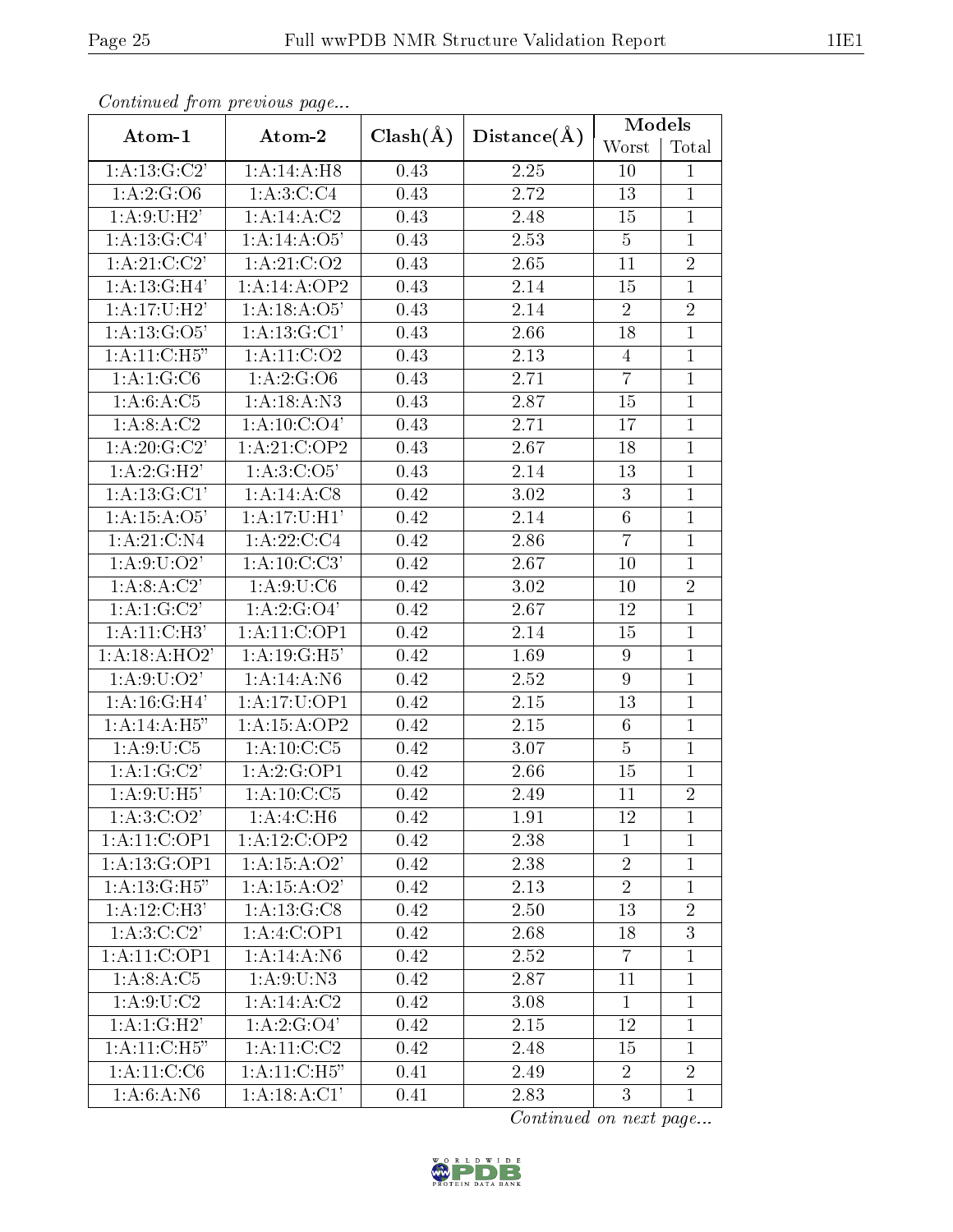*Continued from previous page...*

| Atom-1 | Atom-2 | Clash(Å) | Distance(Å) | Models | |
|---|---|---|---|---|---|
| | | | | Worst | Total |
| 1:A:13:G:C2' | 1:A:14:A:H8 | 0.43 | 2.25 | 10 | 1 |
| 1:A:2:G:O6 | 1:A:3:C:C4 | 0.43 | 2.72 | 13 | 1 |
| 1:A:9:U:H2' | 1:A:14:A:C2 | 0.43 | 2.48 | 15 | 1 |
| 1:A:13:G:C4' | 1:A:14:A:O5' | 0.43 | 2.53 | 5 | 1 |
| 1:A:21:C:C2' | 1:A:21:C:O2 | 0.43 | 2.65 | 11 | 2 |
| 1:A:13:G:H4' | 1:A:14:A:OP2 | 0.43 | 2.14 | 15 | 1 |
| 1:A:17:U:H2' | 1:A:18:A:O5' | 0.43 | 2.14 | 2 | 2 |
| 1:A:13:G:O5' | 1:A:13:G:C1' | 0.43 | 2.66 | 18 | 1 |
| 1:A:11:C:H5" | 1:A:11:C:O2 | 0.43 | 2.13 | 4 | 1 |
| 1:A:1:G:C6 | 1:A:2:G:O6 | 0.43 | 2.71 | 7 | 1 |
| 1:A:6:A:C5 | 1:A:18:A:N3 | 0.43 | 2.87 | 15 | 1 |
| 1:A:8:A:C2 | 1:A:10:C:O4' | 0.43 | 2.71 | 17 | 1 |
| 1:A:20:G:C2' | 1:A:21:C:OP2 | 0.43 | 2.67 | 18 | 1 |
| 1:A:2:G:H2' | 1:A:3:C:O5' | 0.43 | 2.14 | 13 | 1 |
| 1:A:13:G:C1' | 1:A:14:A:C8 | 0.42 | 3.02 | 3 | 1 |
| 1:A:15:A:O5' | 1:A:17:U:H1' | 0.42 | 2.14 | 6 | 1 |
| 1:A:21:C:N4 | 1:A:22:C:C4 | 0.42 | 2.86 | 7 | 1 |
| 1:A:9:U:O2' | 1:A:10:C:C3' | 0.42 | 2.67 | 10 | 1 |
| 1:A:8:A:C2' | 1:A:9:U:C6 | 0.42 | 3.02 | 10 | 2 |
| 1:A:1:G:C2' | 1:A:2:G:O4' | 0.42 | 2.67 | 12 | 1 |
| 1:A:11:C:H3' | 1:A:11:C:OP1 | 0.42 | 2.14 | 15 | 1 |
| 1:A:18:A:HO2' | 1:A:19:G:H5' | 0.42 | 1.69 | 9 | 1 |
| 1:A:9:U:O2' | 1:A:14:A:N6 | 0.42 | 2.52 | 9 | 1 |
| 1:A:16:G:H4' | 1:A:17:U:OP1 | 0.42 | 2.15 | 13 | 1 |
| 1:A:14:A:H5" | 1:A:15:A:OP2 | 0.42 | 2.15 | 6 | 1 |
| 1:A:9:U:C5 | 1:A:10:C:C5 | 0.42 | 3.07 | 5 | 1 |
| 1:A:1:G:C2' | 1:A:2:G:OP1 | 0.42 | 2.66 | 15 | 1 |
| 1:A:9:U:H5' | 1:A:10:C:C5 | 0.42 | 2.49 | 11 | 2 |
| 1:A:3:C:O2' | 1:A:4:C:H6 | 0.42 | 1.91 | 12 | 1 |
| 1:A:11:C:OP1 | 1:A:12:C:OP2 | 0.42 | 2.38 | 1 | 1 |
| 1:A:13:G:OP1 | 1:A:15:A:O2' | 0.42 | 2.38 | 2 | 1 |
| 1:A:13:G:H5" | 1:A:15:A:O2' | 0.42 | 2.13 | 2 | 1 |
| 1:A:12:C:H3' | 1:A:13:G:C8 | 0.42 | 2.50 | 13 | 2 |
| 1:A:3:C:C2' | 1:A:4:C:OP1 | 0.42 | 2.68 | 18 | 3 |
| 1:A:11:C:OP1 | 1:A:14:A:N6 | 0.42 | 2.52 | 7 | 1 |
| 1:A:8:A:C5 | 1:A:9:U:N3 | 0.42 | 2.87 | 11 | 1 |
| 1:A:9:U:C2 | 1:A:14:A:C2 | 0.42 | 3.08 | 1 | 1 |
| 1:A:1:G:H2' | 1:A:2:G:O4' | 0.42 | 2.15 | 12 | 1 |
| 1:A:11:C:H5" | 1:A:11:C:C2 | 0.42 | 2.48 | 15 | 1 |
| 1:A:11:C:C6 | 1:A:11:C:H5" | 0.41 | 2.49 | 2 | 2 |
| 1:A:6:A:N6 | 1:A:18:A:C1' | 0.41 | 2.83 | 3 | 1 |

*Continued on next page...*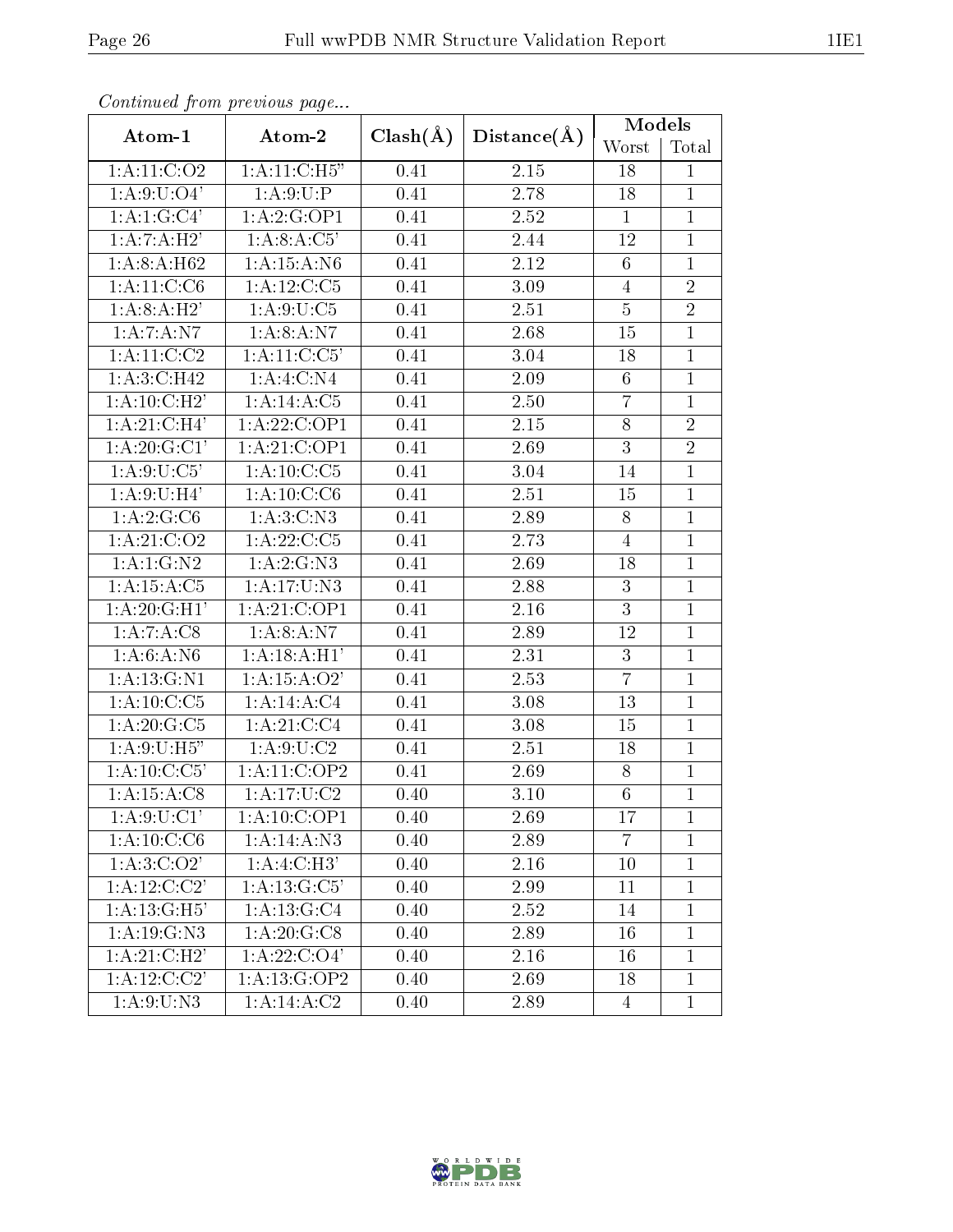*Continued from previous page...*

| Atom-1 | Atom-2 | Clash(Å) | Distance(Å) | Models | |
|---|---|---|---|---|---|
| | | | | Worst | Total |
| 1:A:11:C:O2 | 1:A:11:C:H5" | 0.41 | 2.15 | 18 | 1 |
| 1:A:9:U:O4' | 1:A:9:U:P | 0.41 | 2.78 | 18 | 1 |
| 1:A:1:G:C4' | 1:A:2:G:OP1 | 0.41 | 2.52 | 1 | 1 |
| 1:A:7:A:H2' | 1:A:8:A:C5' | 0.41 | 2.44 | 12 | 1 |
| 1:A:8:A:H62 | 1:A:15:A:N6 | 0.41 | 2.12 | 6 | 1 |
| 1:A:11:C:C6 | 1:A:12:C:C5 | 0.41 | 3.09 | 4 | 2 |
| 1:A:8:A:H2' | 1:A:9:U:C5 | 0.41 | 2.51 | 5 | 2 |
| 1:A:7:A:N7 | 1:A:8:A:N7 | 0.41 | 2.68 | 15 | 1 |
| 1:A:11:C:C2 | 1:A:11:C:C5' | 0.41 | 3.04 | 18 | 1 |
| 1:A:3:C:H42 | 1:A:4:C:N4 | 0.41 | 2.09 | 6 | 1 |
| 1:A:10:C:H2' | 1:A:14:A:C5 | 0.41 | 2.50 | 7 | 1 |
| 1:A:21:C:H4' | 1:A:22:C:OP1 | 0.41 | 2.15 | 8 | 2 |
| 1:A:20:G:C1' | 1:A:21:C:OP1 | 0.41 | 2.69 | 3 | 2 |
| 1:A:9:U:C5' | 1:A:10:C:C5 | 0.41 | 3.04 | 14 | 1 |
| 1:A:9:U:H4' | 1:A:10:C:C6 | 0.41 | 2.51 | 15 | 1 |
| 1:A:2:G:C6 | 1:A:3:C:N3 | 0.41 | 2.89 | 8 | 1 |
| 1:A:21:C:O2 | 1:A:22:C:C5 | 0.41 | 2.73 | 4 | 1 |
| 1:A:1:G:N2 | 1:A:2:G:N3 | 0.41 | 2.69 | 18 | 1 |
| 1:A:15:A:C5 | 1:A:17:U:N3 | 0.41 | 2.88 | 3 | 1 |
| 1:A:20:G:H1' | 1:A:21:C:OP1 | 0.41 | 2.16 | 3 | 1 |
| 1:A:7:A:C8 | 1:A:8:A:N7 | 0.41 | 2.89 | 12 | 1 |
| 1:A:6:A:N6 | 1:A:18:A:H1' | 0.41 | 2.31 | 3 | 1 |
| 1:A:13:G:N1 | 1:A:15:A:O2' | 0.41 | 2.53 | 7 | 1 |
| 1:A:10:C:C5 | 1:A:14:A:C4 | 0.41 | 3.08 | 13 | 1 |
| 1:A:20:G:C5 | 1:A:21:C:C4 | 0.41 | 3.08 | 15 | 1 |
| 1:A:9:U:H5" | 1:A:9:U:C2 | 0.41 | 2.51 | 18 | 1 |
| 1:A:10:C:C5' | 1:A:11:C:OP2 | 0.41 | 2.69 | 8 | 1 |
| 1:A:15:A:C8 | 1:A:17:U:C2 | 0.40 | 3.10 | 6 | 1 |
| 1:A:9:U:C1' | 1:A:10:C:OP1 | 0.40 | 2.69 | 17 | 1 |
| 1:A:10:C:C6 | 1:A:14:A:N3 | 0.40 | 2.89 | 7 | 1 |
| 1:A:3:C:O2' | 1:A:4:C:H3' | 0.40 | 2.16 | 10 | 1 |
| 1:A:12:C:C2' | 1:A:13:G:C5' | 0.40 | 2.99 | 11 | 1 |
| 1:A:13:G:H5' | 1:A:13:G:C4 | 0.40 | 2.52 | 14 | 1 |
| 1:A:19:G:N3 | 1:A:20:G:C8 | 0.40 | 2.89 | 16 | 1 |
| 1:A:21:C:H2' | 1:A:22:C:O4' | 0.40 | 2.16 | 16 | 1 |
| 1:A:12:C:C2' | 1:A:13:G:OP2 | 0.40 | 2.69 | 18 | 1 |
| 1:A:9:U:N3 | 1:A:14:A:C2 | 0.40 | 2.89 | 4 | 1 |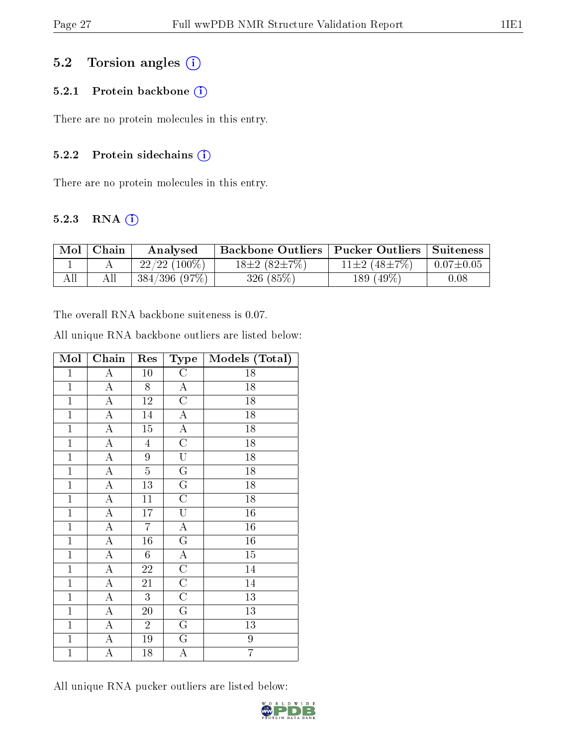## 5.2 Torsion angles (i)

### 5.2.1 Protein backbone (i)

There are no protein molecules in this entry.

### 5.2.2 Protein sidechains (i)

There are no protein molecules in this entry.

### 5.2.3 RNA (i)

| Mol | Chain | Analysed | Backbone Outliers | Pucker Outliers | Suiteness |
|---|---|---|---|---|---|
| 1 | A | 22/22 (100%) | 18±2 (82±7%) | 11±2 (48±7%) | 0.07±0.05 |
| All | All | 384/396 (97%) | 326 (85%) | 189 (49%) | 0.08 |

The overall RNA backbone suiteness is 0.07.

All unique RNA backbone outliers are listed below:

| Mol | Chain | Res | Type | Models (Total) |
|---|---|---|---|---|
| 1 | A | 10 | C | 18 |
| 1 | A | 8 | A | 18 |
| 1 | A | 12 | C | 18 |
| 1 | A | 14 | A | 18 |
| 1 | A | 15 | A | 18 |
| 1 | A | 4 | C | 18 |
| 1 | A | 9 | U | 18 |
| 1 | A | 5 | G | 18 |
| 1 | A | 13 | G | 18 |
| 1 | A | 11 | C | 18 |
| 1 | A | 17 | U | 16 |
| 1 | A | 7 | A | 16 |
| 1 | A | 16 | G | 16 |
| 1 | A | 6 | A | 15 |
| 1 | A | 22 | C | 14 |
| 1 | A | 21 | C | 14 |
| 1 | A | 3 | C | 13 |
| 1 | A | 20 | G | 13 |
| 1 | A | 2 | G | 13 |
| 1 | A | 19 | G | 9 |
| 1 | A | 18 | A | 7 |

All unique RNA pucker outliers are listed below: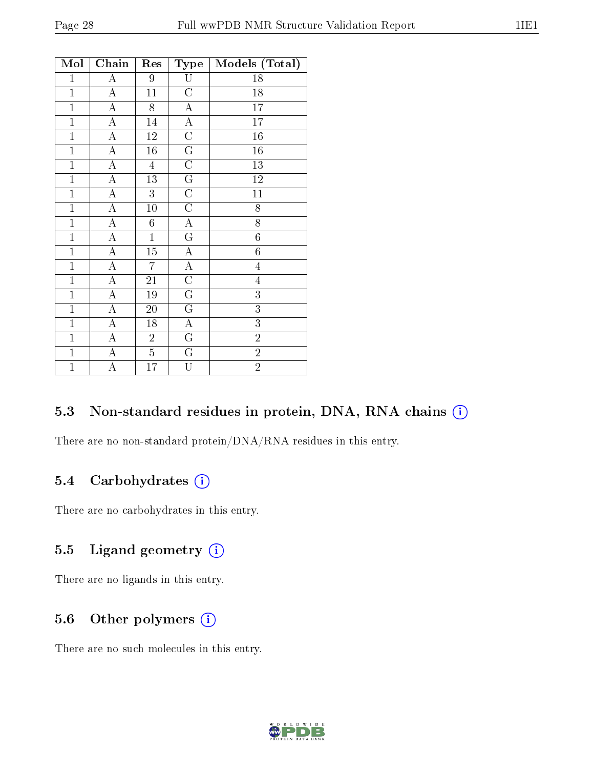| Mol | Chain | Res | Type | Models (Total) |
|---|---|---|---|---|
| 1 | A | 9 | U | 18 |
| 1 | A | 11 | C | 18 |
| 1 | A | 8 | A | 17 |
| 1 | A | 14 | A | 17 |
| 1 | A | 12 | C | 16 |
| 1 | A | 16 | G | 16 |
| 1 | A | 4 | C | 13 |
| 1 | A | 13 | G | 12 |
| 1 | A | 3 | C | 11 |
| 1 | A | 10 | C | 8 |
| 1 | A | 6 | A | 8 |
| 1 | A | 1 | G | 6 |
| 1 | A | 15 | A | 6 |
| 1 | A | 7 | A | 4 |
| 1 | A | 21 | C | 4 |
| 1 | A | 19 | G | 3 |
| 1 | A | 20 | G | 3 |
| 1 | A | 18 | A | 3 |
| 1 | A | 2 | G | 2 |
| 1 | A | 5 | G | 2 |
| 1 | A | 17 | U | 2 |

### 5.3 Non-standard residues in protein, DNA, RNA chains (i)

There are no non-standard protein/DNA/RNA residues in this entry.

### 5.4 Carbohydrates (i)

There are no carbohydrates in this entry.

### 5.5 Ligand geometry (i)

There are no ligands in this entry.

### 5.6 Other polymers (i)

There are no such molecules in this entry.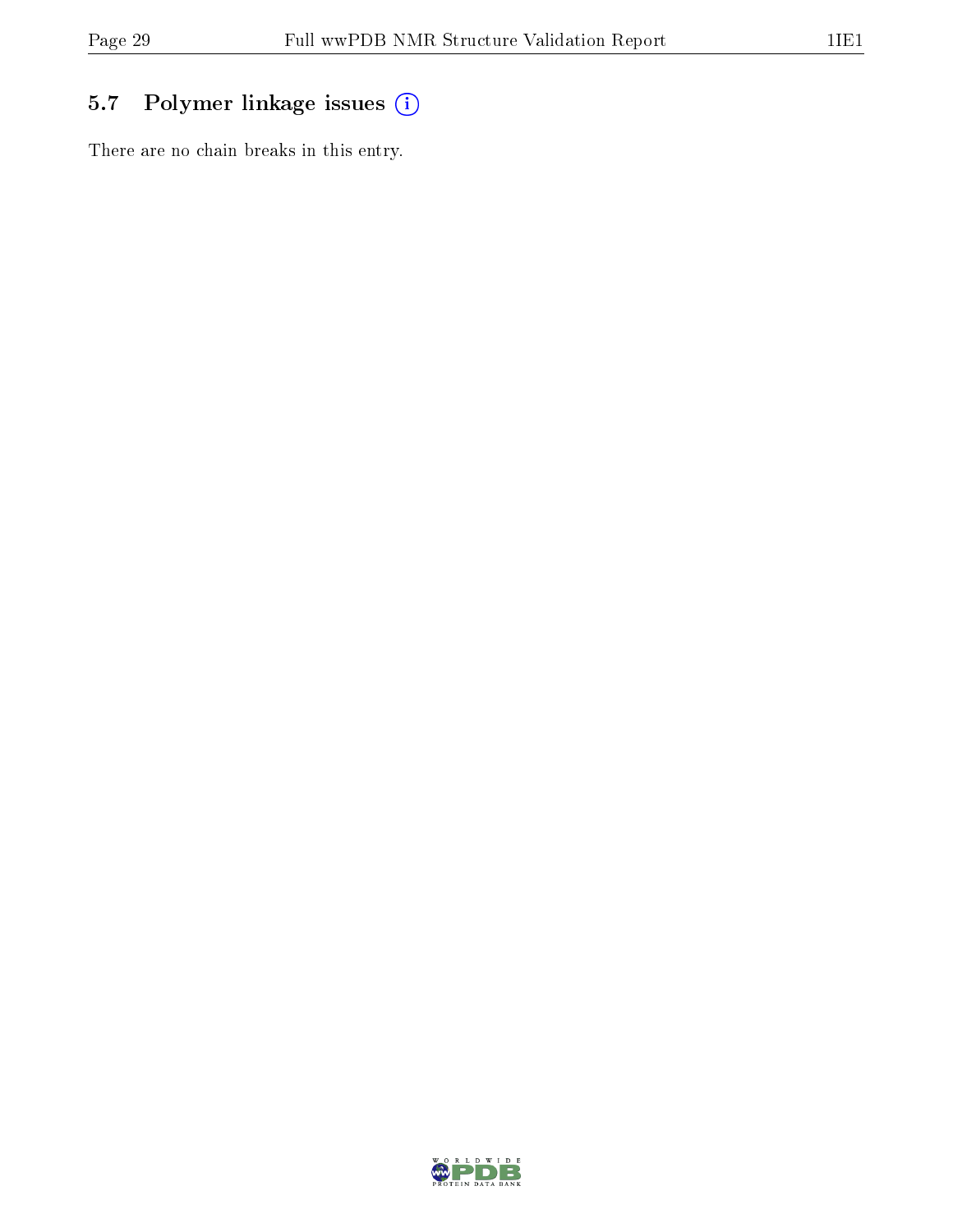## 5.7 Polymer linkage issues

There are no chain breaks in this entry.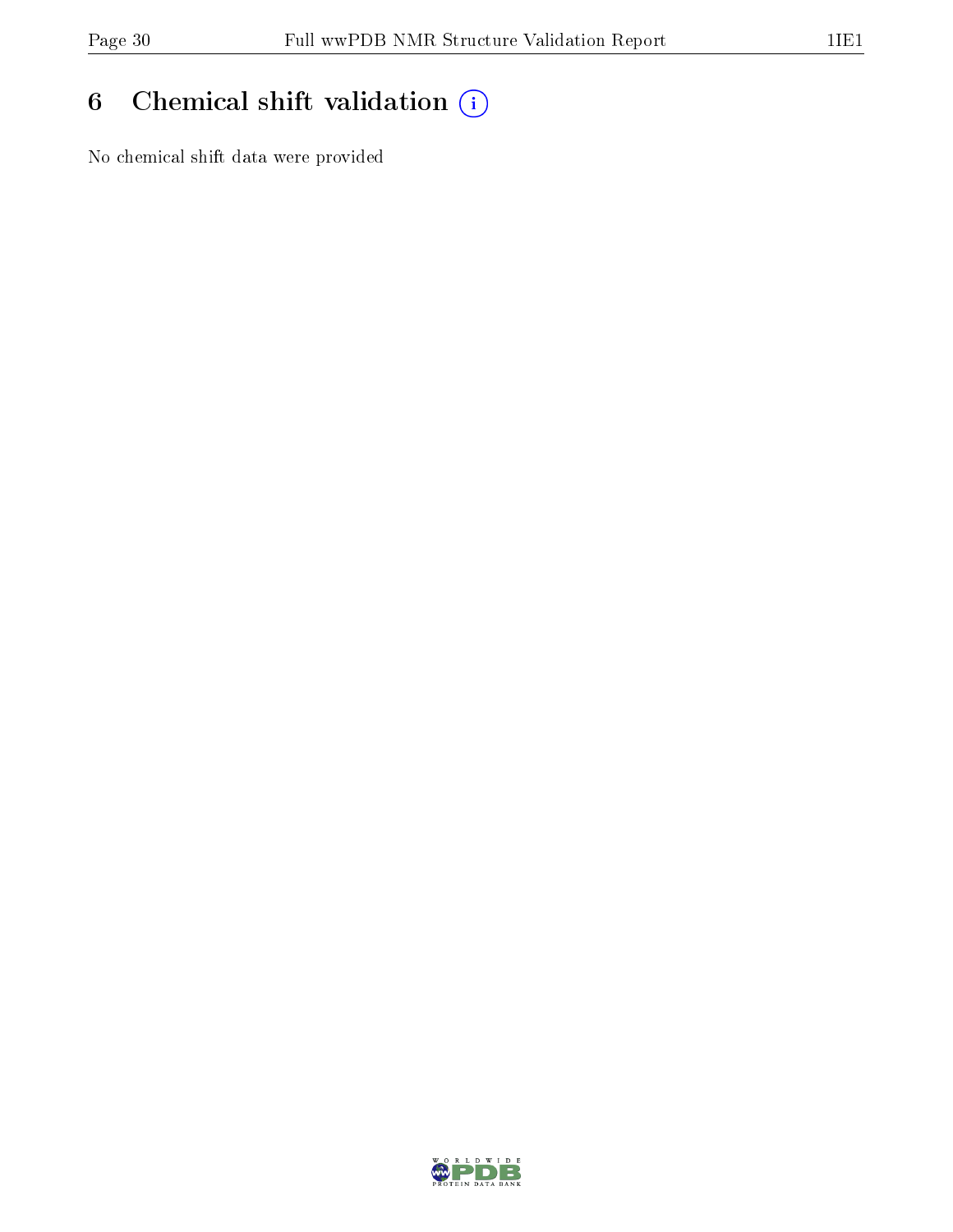# 6 Chemical shift validation

No chemical shift data were provided